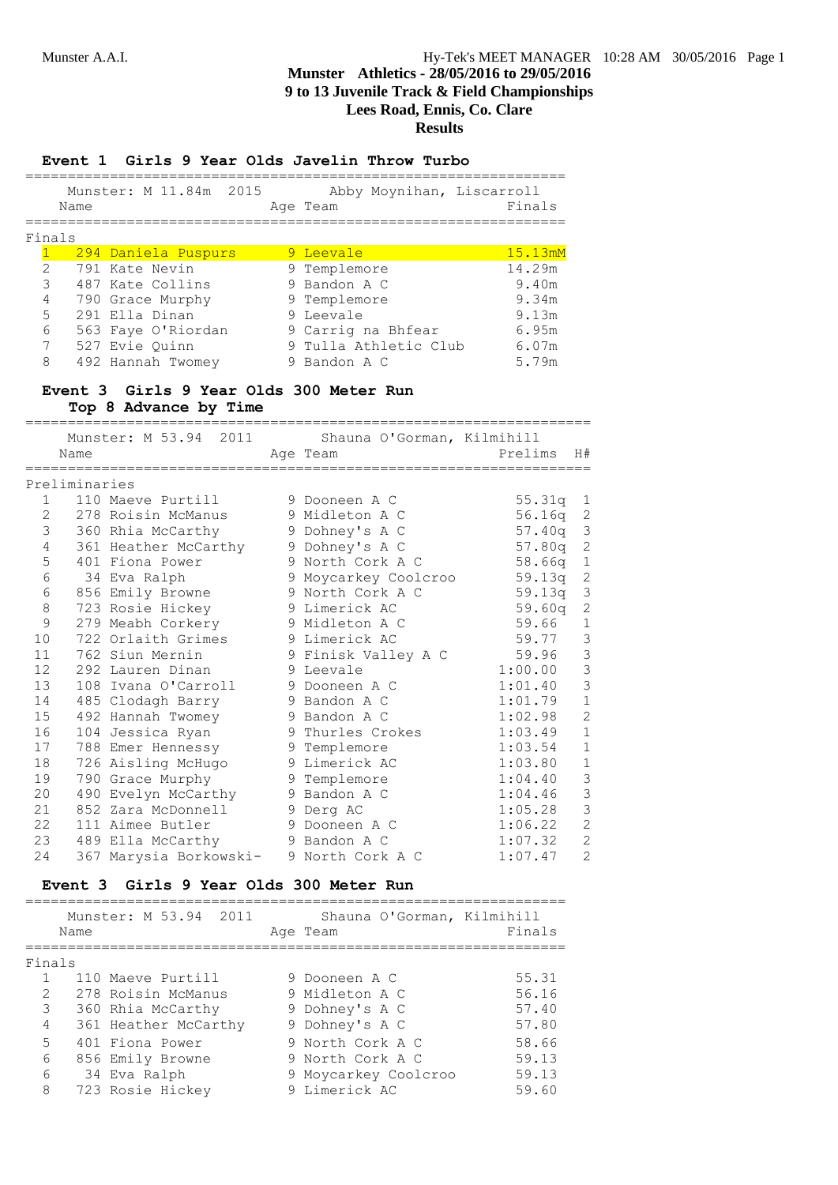Munster A.A.I.

# Munster Athletics - 28/05/2016 to 29/05/2016
## 9 to 13 Juvenile Track & Field Championships
## Lees Road, Ennis, Co. Clare
## Results

### Event 1 Girls 9 Year Olds Javelin Throw Turbo

Munster: M 11.84m 2015 Abby Moynihan, Liscarroll

**Finals**

| Place | No. | Name | Age | Team | Finals |
|---|---|---|---|---|---|
| 1 | 294 | Daniela Puspurs | 9 | Leevale | 15.13mM |
| 2 | 791 | Kate Nevin | 9 | Templemore | 14.29m |
| 3 | 487 | Kate Collins | 9 | Bandon A C | 9.40m |
| 4 | 790 | Grace Murphy | 9 | Templemore | 9.34m |
| 5 | 291 | Ella Dinan | 9 | Leevale | 9.13m |
| 6 | 563 | Faye O'Riordan | 9 | Carrig na Bhfear | 6.95m |
| 7 | 527 | Evie Quinn | 9 | Tulla Athletic Club | 6.07m |
| 8 | 492 | Hannah Twomey | 9 | Bandon A C | 5.79m |

### Event 3 Girls 9 Year Olds 300 Meter Run
**Top 8 Advance by Time**

Munster: M 53.94 2011 Shauna O'Gorman, Kilmihill

**Preliminaries**

| Place | No. | Name | Age | Team | Prelims | H# |
|---|---|---|---|---|---|---|
| 1 | 110 | Maeve Purtill | 9 | Dooneen A C | 55.31q | 1 |
| 2 | 278 | Roisin McManus | 9 | Midleton A C | 56.16q | 2 |
| 3 | 360 | Rhia McCarthy | 9 | Dohney's A C | 57.40q | 3 |
| 4 | 361 | Heather McCarthy | 9 | Dohney's A C | 57.80q | 2 |
| 5 | 401 | Fiona Power | 9 | North Cork A C | 58.66q | 1 |
| 6 | 34 | Eva Ralph | 9 | Moycarkey Coolcroo | 59.13q | 2 |
| 6 | 856 | Emily Browne | 9 | North Cork A C | 59.13q | 3 |
| 8 | 723 | Rosie Hickey | 9 | Limerick AC | 59.60q | 2 |
| 9 | 279 | Meabh Corkery | 9 | Midleton A C | 59.66 | 1 |
| 10 | 722 | Orlaith Grimes | 9 | Limerick AC | 59.77 | 3 |
| 11 | 762 | Siun Mernin | 9 | Finisk Valley A C | 59.96 | 3 |
| 12 | 292 | Lauren Dinan | 9 | Leevale | 1:00.00 | 3 |
| 13 | 108 | Ivana O'Carroll | 9 | Dooneen A C | 1:01.40 | 3 |
| 14 | 485 | Clodagh Barry | 9 | Bandon A C | 1:01.79 | 1 |
| 15 | 492 | Hannah Twomey | 9 | Bandon A C | 1:02.98 | 2 |
| 16 | 104 | Jessica Ryan | 9 | Thurles Crokes | 1:03.49 | 1 |
| 17 | 788 | Emer Hennessy | 9 | Templemore | 1:03.54 | 1 |
| 18 | 726 | Aisling McHugo | 9 | Limerick AC | 1:03.80 | 1 |
| 19 | 790 | Grace Murphy | 9 | Templemore | 1:04.40 | 3 |
| 20 | 490 | Evelyn McCarthy | 9 | Bandon A C | 1:04.46 | 3 |
| 21 | 852 | Zara McDonnell | 9 | Derg AC | 1:05.28 | 3 |
| 22 | 111 | Aimee Butler | 9 | Dooneen A C | 1:06.22 | 2 |
| 23 | 489 | Ella McCarthy | 9 | Bandon A C | 1:07.32 | 2 |
| 24 | 367 | Marysia Borkowski- | 9 | North Cork A C | 1:07.47 | 2 |

### Event 3 Girls 9 Year Olds 300 Meter Run

Munster: M 53.94 2011 Shauna O'Gorman, Kilmihill

**Finals**

| Place | No. | Name | Age | Team | Finals |
|---|---|---|---|---|---|
| 1 | 110 | Maeve Purtill | 9 | Dooneen A C | 55.31 |
| 2 | 278 | Roisin McManus | 9 | Midleton A C | 56.16 |
| 3 | 360 | Rhia McCarthy | 9 | Dohney's A C | 57.40 |
| 4 | 361 | Heather McCarthy | 9 | Dohney's A C | 57.80 |
| 5 | 401 | Fiona Power | 9 | North Cork A C | 58.66 |
| 6 | 856 | Emily Browne | 9 | North Cork A C | 59.13 |
| 6 | 34 | Eva Ralph | 9 | Moycarkey Coolcroo | 59.13 |
| 8 | 723 | Rosie Hickey | 9 | Limerick AC | 59.60 |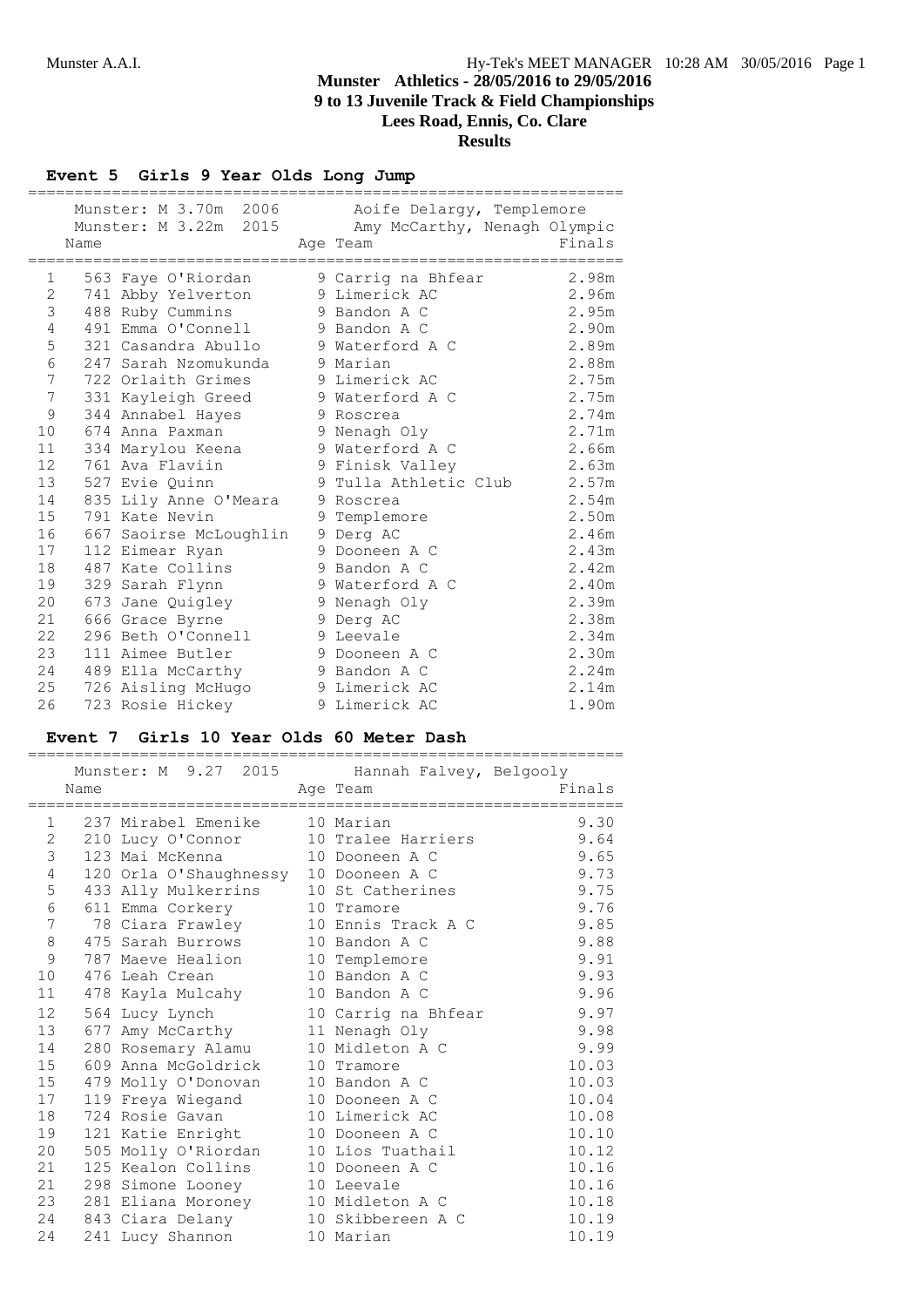# Munster Athletics - 28/05/2016 to 29/05/2016
## 9 to 13 Juvenile Track & Field Championships
## Lees Road, Ennis, Co. Clare
## Results

### Event 5 Girls 9 Year Olds Long Jump

Munster: M 3.70m 2006 Aoife Delargy, Templemore
Munster: M 3.22m 2015 Amy McCarthy, Nenagh Olympic

| | Name | Age | Team | Finals |
|---|---|---|---|---|
| 1 | 563 Faye O'Riordan | 9 | Carrig na Bhfear | 2.98m |
| 2 | 741 Abby Yelverton | 9 | Limerick AC | 2.96m |
| 3 | 488 Ruby Cummins | 9 | Bandon A C | 2.95m |
| 4 | 491 Emma O'Connell | 9 | Bandon A C | 2.90m |
| 5 | 321 Casandra Abullo | 9 | Waterford A C | 2.89m |
| 6 | 247 Sarah Nzomukunda | 9 | Marian | 2.88m |
| 7 | 722 Orlaith Grimes | 9 | Limerick AC | 2.75m |
| 7 | 331 Kayleigh Greed | 9 | Waterford A C | 2.75m |
| 9 | 344 Annabel Hayes | 9 | Roscrea | 2.74m |
| 10 | 674 Anna Paxman | 9 | Nenagh Oly | 2.71m |
| 11 | 334 Marylou Keena | 9 | Waterford A C | 2.66m |
| 12 | 761 Ava Flaviin | 9 | Finisk Valley | 2.63m |
| 13 | 527 Evie Quinn | 9 | Tulla Athletic Club | 2.57m |
| 14 | 835 Lily Anne O'Meara | 9 | Roscrea | 2.54m |
| 15 | 791 Kate Nevin | 9 | Templemore | 2.50m |
| 16 | 667 Saoirse McLoughlin | 9 | Derg AC | 2.46m |
| 17 | 112 Eimear Ryan | 9 | Dooneen A C | 2.43m |
| 18 | 487 Kate Collins | 9 | Bandon A C | 2.42m |
| 19 | 329 Sarah Flynn | 9 | Waterford A C | 2.40m |
| 20 | 673 Jane Quigley | 9 | Nenagh Oly | 2.39m |
| 21 | 666 Grace Byrne | 9 | Derg AC | 2.38m |
| 22 | 296 Beth O'Connell | 9 | Leevale | 2.34m |
| 23 | 111 Aimee Butler | 9 | Dooneen A C | 2.30m |
| 24 | 489 Ella McCarthy | 9 | Bandon A C | 2.24m |
| 25 | 726 Aisling McHugo | 9 | Limerick AC | 2.14m |
| 26 | 723 Rosie Hickey | 9 | Limerick AC | 1.90m |

### Event 7 Girls 10 Year Olds 60 Meter Dash

Munster: M 9.27 2015 Hannah Falvey, Belgooly

| | Name | Age | Team | Finals |
|---|---|---|---|---|
| 1 | 237 Mirabel Emenike | 10 | Marian | 9.30 |
| 2 | 210 Lucy O'Connor | 10 | Tralee Harriers | 9.64 |
| 3 | 123 Mai McKenna | 10 | Dooneen A C | 9.65 |
| 4 | 120 Orla O'Shaughnessy | 10 | Dooneen A C | 9.73 |
| 5 | 433 Ally Mulkerrins | 10 | St Catherines | 9.75 |
| 6 | 611 Emma Corkery | 10 | Tramore | 9.76 |
| 7 | 78 Ciara Frawley | 10 | Ennis Track A C | 9.85 |
| 8 | 475 Sarah Burrows | 10 | Bandon A C | 9.88 |
| 9 | 787 Maeve Healion | 10 | Templemore | 9.91 |
| 10 | 476 Leah Crean | 10 | Bandon A C | 9.93 |
| 11 | 478 Kayla Mulcahy | 10 | Bandon A C | 9.96 |
| 12 | 564 Lucy Lynch | 10 | Carrig na Bhfear | 9.97 |
| 13 | 677 Amy McCarthy | 11 | Nenagh Oly | 9.98 |
| 14 | 280 Rosemary Alamu | 10 | Midleton A C | 9.99 |
| 15 | 609 Anna McGoldrick | 10 | Tramore | 10.03 |
| 15 | 479 Molly O'Donovan | 10 | Bandon A C | 10.03 |
| 17 | 119 Freya Wiegand | 10 | Dooneen A C | 10.04 |
| 18 | 724 Rosie Gavan | 10 | Limerick AC | 10.08 |
| 19 | 121 Katie Enright | 10 | Dooneen A C | 10.10 |
| 20 | 505 Molly O'Riordan | 10 | Lios Tuathail | 10.12 |
| 21 | 125 Kealon Collins | 10 | Dooneen A C | 10.16 |
| 21 | 298 Simone Looney | 10 | Leevale | 10.16 |
| 23 | 281 Eliana Moroney | 10 | Midleton A C | 10.18 |
| 24 | 843 Ciara Delany | 10 | Skibbereen A C | 10.19 |
| 24 | 241 Lucy Shannon | 10 | Marian | 10.19 |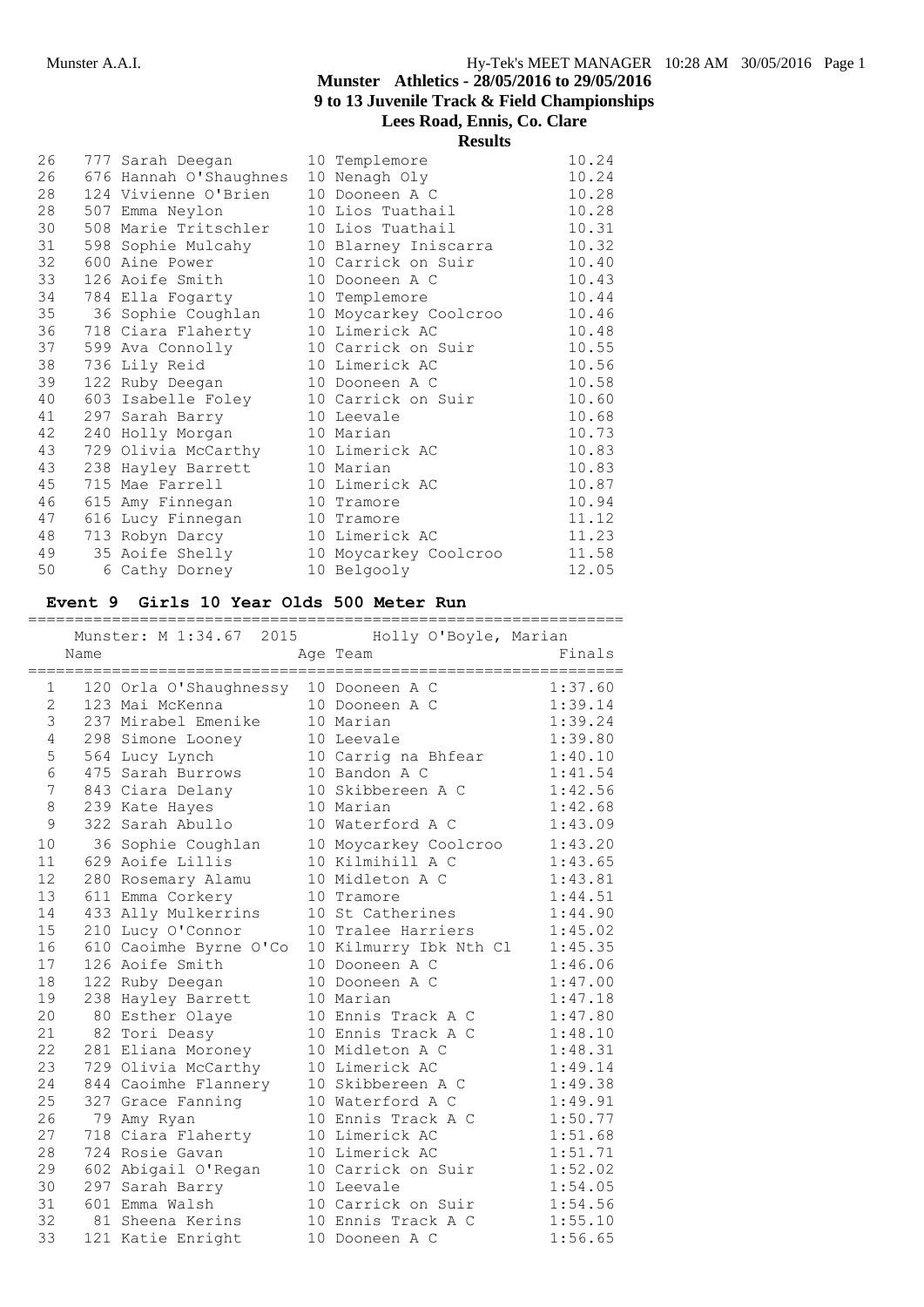# Munster Athletics - 28/05/2016 to 29/05/2016
## 9 to 13 Juvenile Track & Field Championships
## Lees Road, Ennis, Co. Clare
### Results

| | | Name | Age | Team | Finals |
|---|---|---|---|---|---|
| 26 | 777 | Sarah Deegan | 10 | Templemore | 10.24 |
| 26 | 676 | Hannah O'Shaughnes | 10 | Nenagh Oly | 10.24 |
| 28 | 124 | Vivienne O'Brien | 10 | Dooneen A C | 10.28 |
| 28 | 507 | Emma Neylon | 10 | Lios Tuathail | 10.28 |
| 30 | 508 | Marie Tritschler | 10 | Lios Tuathail | 10.31 |
| 31 | 598 | Sophie Mulcahy | 10 | Blarney Iniscarra | 10.32 |
| 32 | 600 | Aine Power | 10 | Carrick on Suir | 10.40 |
| 33 | 126 | Aoife Smith | 10 | Dooneen A C | 10.43 |
| 34 | 784 | Ella Fogarty | 10 | Templemore | 10.44 |
| 35 | 36 | Sophie Coughlan | 10 | Moycarkey Coolcroo | 10.46 |
| 36 | 718 | Ciara Flaherty | 10 | Limerick AC | 10.48 |
| 37 | 599 | Ava Connolly | 10 | Carrick on Suir | 10.55 |
| 38 | 736 | Lily Reid | 10 | Limerick AC | 10.56 |
| 39 | 122 | Ruby Deegan | 10 | Dooneen A C | 10.58 |
| 40 | 603 | Isabelle Foley | 10 | Carrick on Suir | 10.60 |
| 41 | 297 | Sarah Barry | 10 | Leevale | 10.68 |
| 42 | 240 | Holly Morgan | 10 | Marian | 10.73 |
| 43 | 729 | Olivia McCarthy | 10 | Limerick AC | 10.83 |
| 43 | 238 | Hayley Barrett | 10 | Marian | 10.83 |
| 45 | 715 | Mae Farrell | 10 | Limerick AC | 10.87 |
| 46 | 615 | Amy Finnegan | 10 | Tramore | 10.94 |
| 47 | 616 | Lucy Finnegan | 10 | Tramore | 11.12 |
| 48 | 713 | Robyn Darcy | 10 | Limerick AC | 11.23 |
| 49 | 35 | Aoife Shelly | 10 | Moycarkey Coolcroo | 11.58 |
| 50 | 6 | Cathy Dorney | 10 | Belgooly | 12.05 |

### Event 9 Girls 10 Year Olds 500 Meter Run

Munster: M 1:34.67 2015 Holly O'Boyle, Marian

| | | Name | Age | Team | Finals |
|---|---|---|---|---|---|
| 1 | 120 | Orla O'Shaughnessy | 10 | Dooneen A C | 1:37.60 |
| 2 | 123 | Mai McKenna | 10 | Dooneen A C | 1:39.14 |
| 3 | 237 | Mirabel Emenike | 10 | Marian | 1:39.24 |
| 4 | 298 | Simone Looney | 10 | Leevale | 1:39.80 |
| 5 | 564 | Lucy Lynch | 10 | Carrig na Bhfear | 1:40.10 |
| 6 | 475 | Sarah Burrows | 10 | Bandon A C | 1:41.54 |
| 7 | 843 | Ciara Delany | 10 | Skibbereen A C | 1:42.56 |
| 8 | 239 | Kate Hayes | 10 | Marian | 1:42.68 |
| 9 | 322 | Sarah Abullo | 10 | Waterford A C | 1:43.09 |
| 10 | 36 | Sophie Coughlan | 10 | Moycarkey Coolcroo | 1:43.20 |
| 11 | 629 | Aoife Lillis | 10 | Kilmihill A C | 1:43.65 |
| 12 | 280 | Rosemary Alamu | 10 | Midleton A C | 1:43.81 |
| 13 | 611 | Emma Corkery | 10 | Tramore | 1:44.51 |
| 14 | 433 | Ally Mulkerrins | 10 | St Catherines | 1:44.90 |
| 15 | 210 | Lucy O'Connor | 10 | Tralee Harriers | 1:45.02 |
| 16 | 610 | Caoimhe Byrne O'Co | 10 | Kilmurry Ibk Nth Cl | 1:45.35 |
| 17 | 126 | Aoife Smith | 10 | Dooneen A C | 1:46.06 |
| 18 | 122 | Ruby Deegan | 10 | Dooneen A C | 1:47.00 |
| 19 | 238 | Hayley Barrett | 10 | Marian | 1:47.18 |
| 20 | 80 | Esther Olaye | 10 | Ennis Track A C | 1:47.80 |
| 21 | 82 | Tori Deasy | 10 | Ennis Track A C | 1:48.10 |
| 22 | 281 | Eliana Moroney | 10 | Midleton A C | 1:48.31 |
| 23 | 729 | Olivia McCarthy | 10 | Limerick AC | 1:49.14 |
| 24 | 844 | Caoimhe Flannery | 10 | Skibbereen A C | 1:49.38 |
| 25 | 327 | Grace Fanning | 10 | Waterford A C | 1:49.91 |
| 26 | 79 | Amy Ryan | 10 | Ennis Track A C | 1:50.77 |
| 27 | 718 | Ciara Flaherty | 10 | Limerick AC | 1:51.68 |
| 28 | 724 | Rosie Gavan | 10 | Limerick AC | 1:51.71 |
| 29 | 602 | Abigail O'Regan | 10 | Carrick on Suir | 1:52.02 |
| 30 | 297 | Sarah Barry | 10 | Leevale | 1:54.05 |
| 31 | 601 | Emma Walsh | 10 | Carrick on Suir | 1:54.56 |
| 32 | 81 | Sheena Kerins | 10 | Ennis Track A C | 1:55.10 |
| 33 | 121 | Katie Enright | 10 | Dooneen A C | 1:56.65 |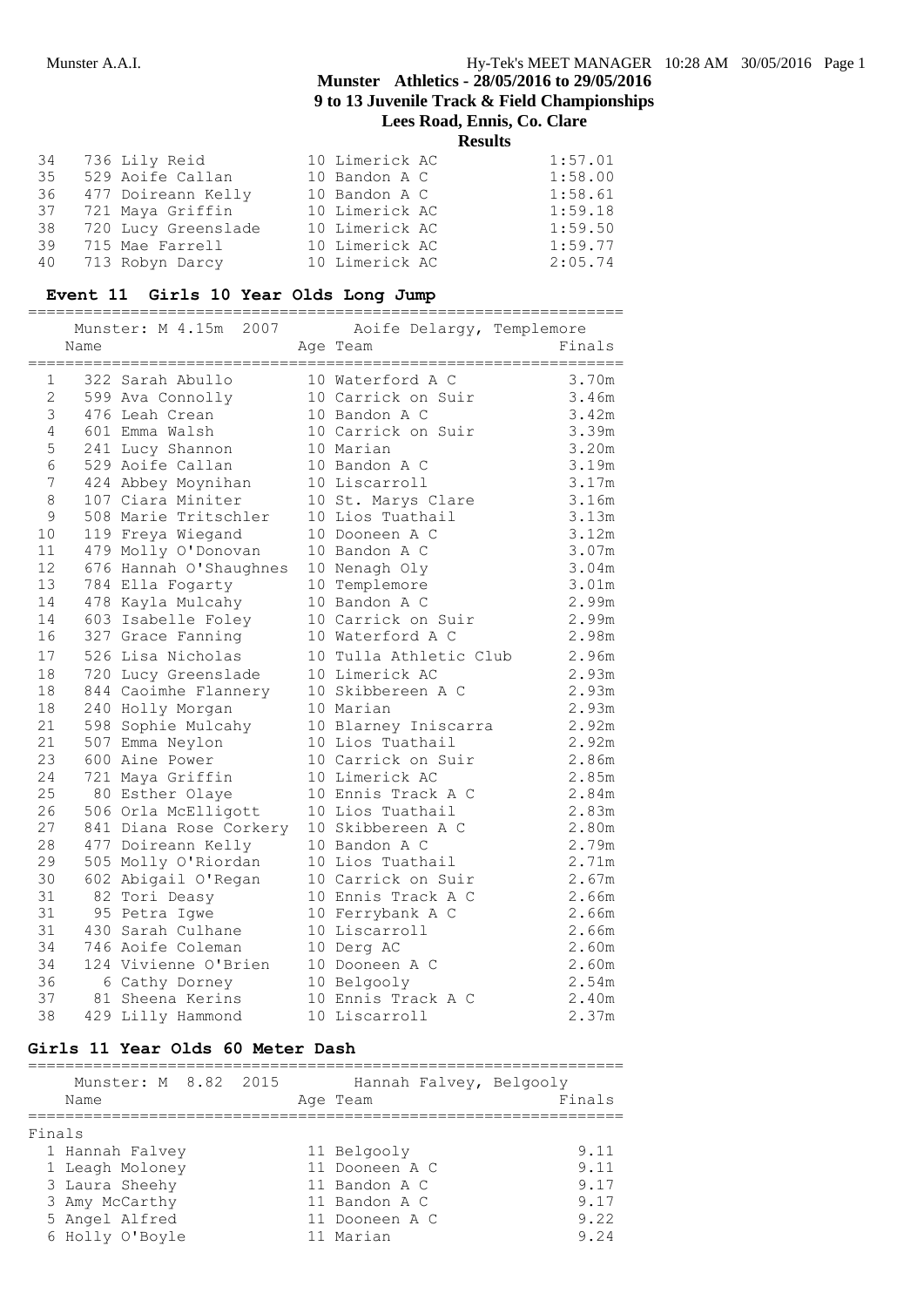| | | | |
|---|---|---|---|
| 34 | 736 Lily Reid | 10 Limerick AC | 1:57.01 |
| 35 | 529 Aoife Callan | 10 Bandon A C | 1:58.00 |
| 36 | 477 Doireann Kelly | 10 Bandon A C | 1:58.61 |
| 37 | 721 Maya Griffin | 10 Limerick AC | 1:59.18 |
| 38 | 720 Lucy Greenslade | 10 Limerick AC | 1:59.50 |
| 39 | 715 Mae Farrell | 10 Limerick AC | 1:59.77 |
| 40 | 713 Robyn Darcy | 10 Limerick AC | 2:05.74 |

## Event 11 Girls 10 Year Olds Long Jump

Munster: M 4.15m 2007 Aoife Delargy, Templemore

| | Name | Age Team | Finals |
|---|---|---|---|
| 1 | 322 Sarah Abullo | 10 Waterford A C | 3.70m |
| 2 | 599 Ava Connolly | 10 Carrick on Suir | 3.46m |
| 3 | 476 Leah Crean | 10 Bandon A C | 3.42m |
| 4 | 601 Emma Walsh | 10 Carrick on Suir | 3.39m |
| 5 | 241 Lucy Shannon | 10 Marian | 3.20m |
| 6 | 529 Aoife Callan | 10 Bandon A C | 3.19m |
| 7 | 424 Abbey Moynihan | 10 Liscarroll | 3.17m |
| 8 | 107 Ciara Miniter | 10 St. Marys Clare | 3.16m |
| 9 | 508 Marie Tritschler | 10 Lios Tuathail | 3.13m |
| 10 | 119 Freya Wiegand | 10 Dooneen A C | 3.12m |
| 11 | 479 Molly O'Donovan | 10 Bandon A C | 3.07m |
| 12 | 676 Hannah O'Shaughnes | 10 Nenagh Oly | 3.04m |
| 13 | 784 Ella Fogarty | 10 Templemore | 3.01m |
| 14 | 478 Kayla Mulcahy | 10 Bandon A C | 2.99m |
| 14 | 603 Isabelle Foley | 10 Carrick on Suir | 2.99m |
| 16 | 327 Grace Fanning | 10 Waterford A C | 2.98m |
| 17 | 526 Lisa Nicholas | 10 Tulla Athletic Club | 2.96m |
| 18 | 720 Lucy Greenslade | 10 Limerick AC | 2.93m |
| 18 | 844 Caoimhe Flannery | 10 Skibbereen A C | 2.93m |
| 18 | 240 Holly Morgan | 10 Marian | 2.93m |
| 21 | 598 Sophie Mulcahy | 10 Blarney Iniscarra | 2.92m |
| 21 | 507 Emma Neylon | 10 Lios Tuathail | 2.92m |
| 23 | 600 Aine Power | 10 Carrick on Suir | 2.86m |
| 24 | 721 Maya Griffin | 10 Limerick AC | 2.85m |
| 25 | 80 Esther Olaye | 10 Ennis Track A C | 2.84m |
| 26 | 506 Orla McElligott | 10 Lios Tuathail | 2.83m |
| 27 | 841 Diana Rose Corkery | 10 Skibbereen A C | 2.80m |
| 28 | 477 Doireann Kelly | 10 Bandon A C | 2.79m |
| 29 | 505 Molly O'Riordan | 10 Lios Tuathail | 2.71m |
| 30 | 602 Abigail O'Regan | 10 Carrick on Suir | 2.67m |
| 31 | 82 Tori Deasy | 10 Ennis Track A C | 2.66m |
| 31 | 95 Petra Igwe | 10 Ferrybank A C | 2.66m |
| 31 | 430 Sarah Culhane | 10 Liscarroll | 2.66m |
| 34 | 746 Aoife Coleman | 10 Derg AC | 2.60m |
| 34 | 124 Vivienne O'Brien | 10 Dooneen A C | 2.60m |
| 36 | 6 Cathy Dorney | 10 Belgooly | 2.54m |
| 37 | 81 Sheena Kerins | 10 Ennis Track A C | 2.40m |
| 38 | 429 Lilly Hammond | 10 Liscarroll | 2.37m |

## Girls 11 Year Olds 60 Meter Dash

Munster: M 8.82 2015 Hannah Falvey, Belgooly

| | Name | Age Team | Finals |
|---|---|---|---|
| **Finals** | | | |
| 1 | Hannah Falvey | 11 Belgooly | 9.11 |
| 1 | Leagh Moloney | 11 Dooneen A C | 9.11 |
| 3 | Laura Sheehy | 11 Bandon A C | 9.17 |
| 3 | Amy McCarthy | 11 Bandon A C | 9.17 |
| 5 | Angel Alfred | 11 Dooneen A C | 9.22 |
| 6 | Holly O'Boyle | 11 Marian | 9.24 |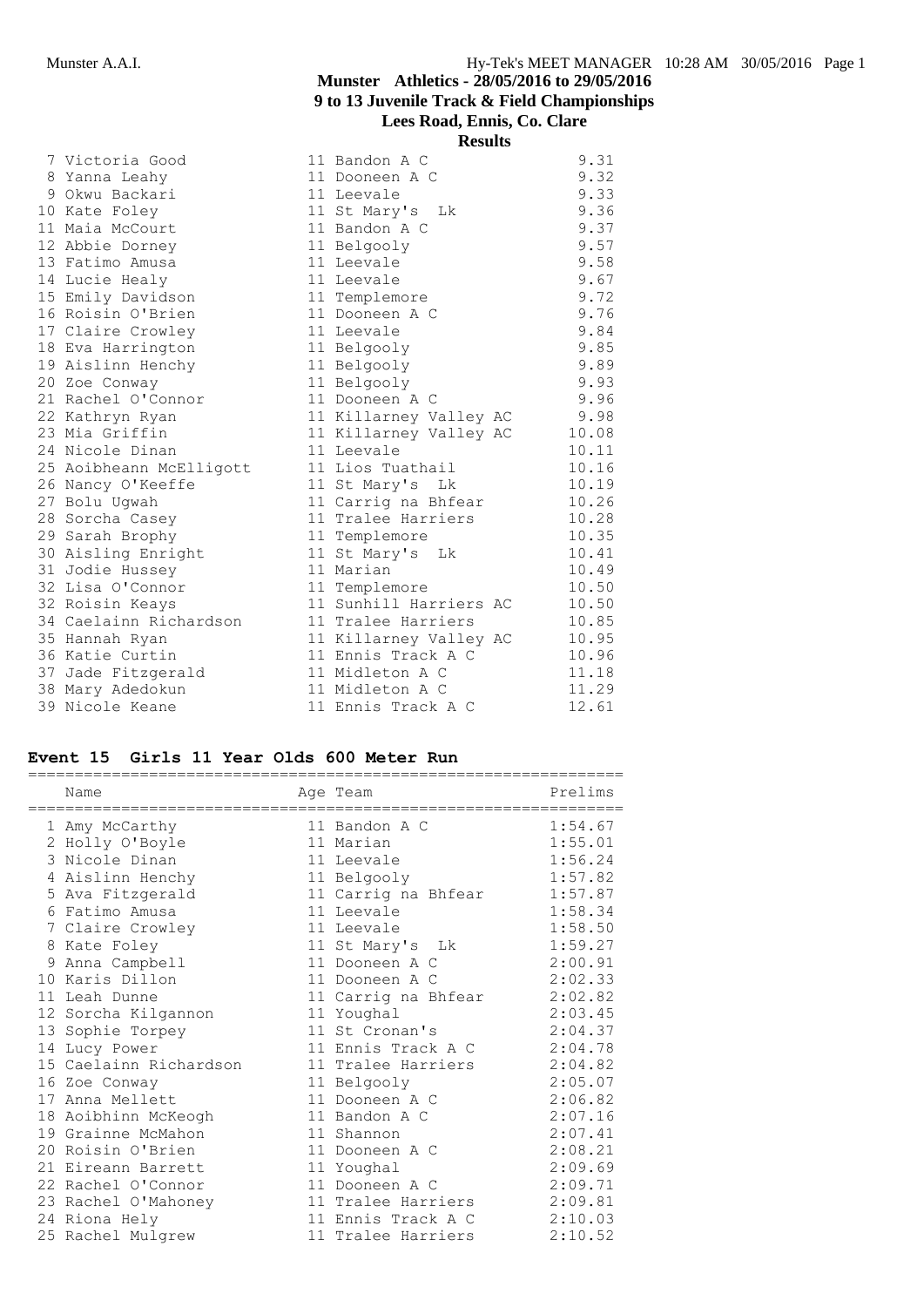# Munster Athletics - 28/05/2016 to 29/05/2016

## 9 to 13 Juvenile Track & Field Championships

### Lees Road, Ennis, Co. Clare

### Results

| | Name | Age | Team | Time |
|---|---|---|---|---|
| 7 | Victoria Good | 11 | Bandon A C | 9.31 |
| 8 | Yanna Leahy | 11 | Dooneen A C | 9.32 |
| 9 | Okwu Backari | 11 | Leevale | 9.33 |
| 10 | Kate Foley | 11 | St Mary's Lk | 9.36 |
| 11 | Maia McCourt | 11 | Bandon A C | 9.37 |
| 12 | Abbie Dorney | 11 | Belgooly | 9.57 |
| 13 | Fatimo Amusa | 11 | Leevale | 9.58 |
| 14 | Lucie Healy | 11 | Leevale | 9.67 |
| 15 | Emily Davidson | 11 | Templemore | 9.72 |
| 16 | Roisin O'Brien | 11 | Dooneen A C | 9.76 |
| 17 | Claire Crowley | 11 | Leevale | 9.84 |
| 18 | Eva Harrington | 11 | Belgooly | 9.85 |
| 19 | Aislinn Henchy | 11 | Belgooly | 9.89 |
| 20 | Zoe Conway | 11 | Belgooly | 9.93 |
| 21 | Rachel O'Connor | 11 | Dooneen A C | 9.96 |
| 22 | Kathryn Ryan | 11 | Killarney Valley AC | 9.98 |
| 23 | Mia Griffin | 11 | Killarney Valley AC | 10.08 |
| 24 | Nicole Dinan | 11 | Leevale | 10.11 |
| 25 | Aoibheann McElligott | 11 | Lios Tuathail | 10.16 |
| 26 | Nancy O'Keeffe | 11 | St Mary's Lk | 10.19 |
| 27 | Bolu Ugwah | 11 | Carrig na Bhfear | 10.26 |
| 28 | Sorcha Casey | 11 | Tralee Harriers | 10.28 |
| 29 | Sarah Brophy | 11 | Templemore | 10.35 |
| 30 | Aisling Enright | 11 | St Mary's Lk | 10.41 |
| 31 | Jodie Hussey | 11 | Marian | 10.49 |
| 32 | Lisa O'Connor | 11 | Templemore | 10.50 |
| 32 | Roisin Keays | 11 | Sunhill Harriers AC | 10.50 |
| 34 | Caelainn Richardson | 11 | Tralee Harriers | 10.85 |
| 35 | Hannah Ryan | 11 | Killarney Valley AC | 10.95 |
| 36 | Katie Curtin | 11 | Ennis Track A C | 10.96 |
| 37 | Jade Fitzgerald | 11 | Midleton A C | 11.18 |
| 38 | Mary Adedokun | 11 | Midleton A C | 11.29 |
| 39 | Nicole Keane | 11 | Ennis Track A C | 12.61 |

## Event 15 Girls 11 Year Olds 600 Meter Run

| | Name | Age | Team | Prelims |
|---|---|---|---|---|
| 1 | Amy McCarthy | 11 | Bandon A C | 1:54.67 |
| 2 | Holly O'Boyle | 11 | Marian | 1:55.01 |
| 3 | Nicole Dinan | 11 | Leevale | 1:56.24 |
| 4 | Aislinn Henchy | 11 | Belgooly | 1:57.82 |
| 5 | Ava Fitzgerald | 11 | Carrig na Bhfear | 1:57.87 |
| 6 | Fatimo Amusa | 11 | Leevale | 1:58.34 |
| 7 | Claire Crowley | 11 | Leevale | 1:58.50 |
| 8 | Kate Foley | 11 | St Mary's Lk | 1:59.27 |
| 9 | Anna Campbell | 11 | Dooneen A C | 2:00.91 |
| 10 | Karis Dillon | 11 | Dooneen A C | 2:02.33 |
| 11 | Leah Dunne | 11 | Carrig na Bhfear | 2:02.82 |
| 12 | Sorcha Kilgannon | 11 | Youghal | 2:03.45 |
| 13 | Sophie Torpey | 11 | St Cronan's | 2:04.37 |
| 14 | Lucy Power | 11 | Ennis Track A C | 2:04.78 |
| 15 | Caelainn Richardson | 11 | Tralee Harriers | 2:04.82 |
| 16 | Zoe Conway | 11 | Belgooly | 2:05.07 |
| 17 | Anna Mellett | 11 | Dooneen A C | 2:06.82 |
| 18 | Aoibhinn McKeogh | 11 | Bandon A C | 2:07.16 |
| 19 | Grainne McMahon | 11 | Shannon | 2:07.41 |
| 20 | Roisin O'Brien | 11 | Dooneen A C | 2:08.21 |
| 21 | Eireann Barrett | 11 | Youghal | 2:09.69 |
| 22 | Rachel O'Connor | 11 | Dooneen A C | 2:09.71 |
| 23 | Rachel O'Mahoney | 11 | Tralee Harriers | 2:09.81 |
| 24 | Riona Hely | 11 | Ennis Track A C | 2:10.03 |
| 25 | Rachel Mulgrew | 11 | Tralee Harriers | 2:10.52 |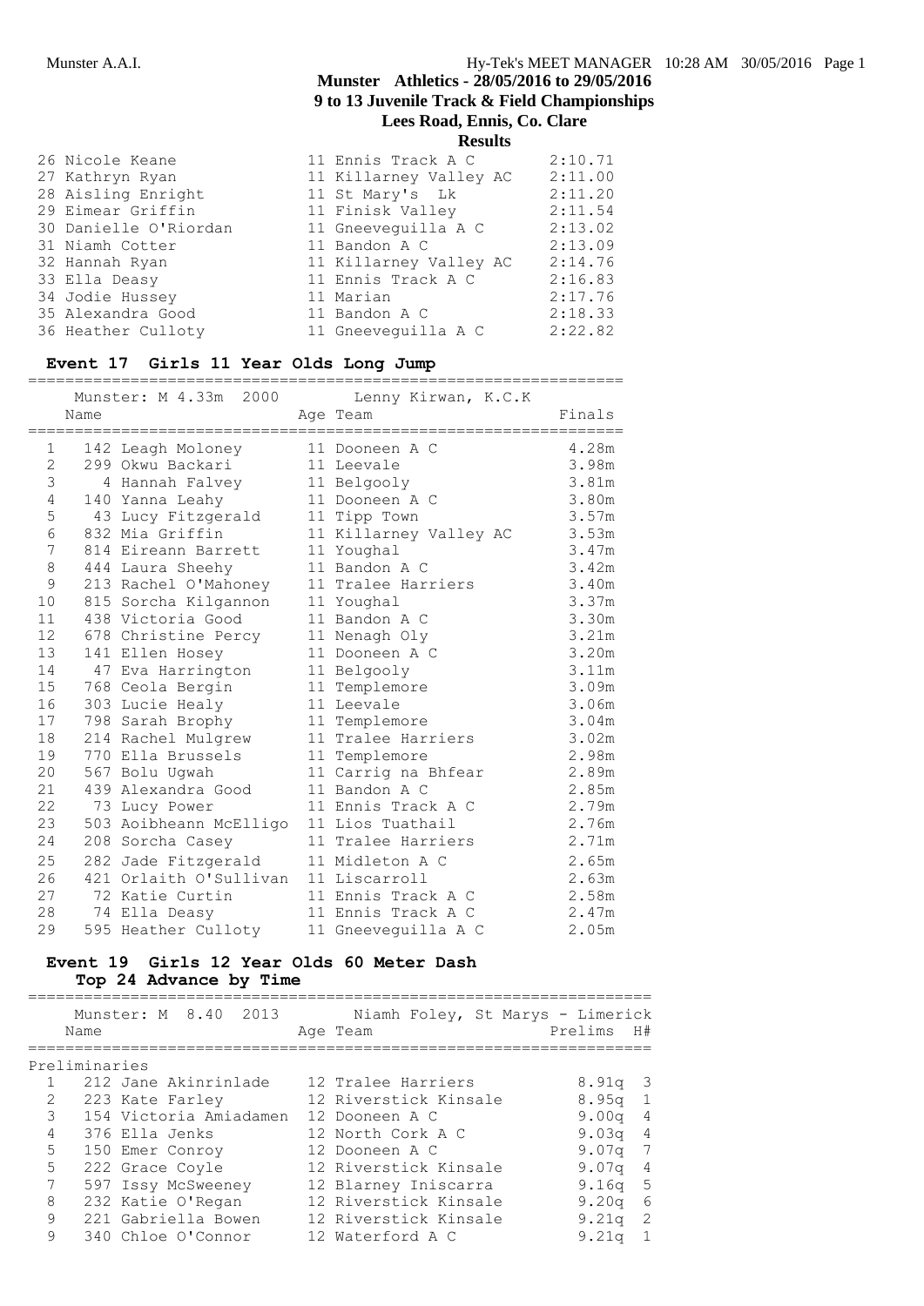| | Name | Age | Team | Finals |
|---|---|---|---|---|
| 26 | Nicole Keane | 11 | Ennis Track A C | 2:10.71 |
| 27 | Kathryn Ryan | 11 | Killarney Valley AC | 2:11.00 |
| 28 | Aisling Enright | 11 | St Mary's Lk | 2:11.20 |
| 29 | Eimear Griffin | 11 | Finisk Valley | 2:11.54 |
| 30 | Danielle O'Riordan | 11 | Gneeveguilla A C | 2:13.02 |
| 31 | Niamh Cotter | 11 | Bandon A C | 2:13.09 |
| 32 | Hannah Ryan | 11 | Killarney Valley AC | 2:14.76 |
| 33 | Ella Deasy | 11 | Ennis Track A C | 2:16.83 |
| 34 | Jodie Hussey | 11 | Marian | 2:17.76 |
| 35 | Alexandra Good | 11 | Bandon A C | 2:18.33 |
| 36 | Heather Culloty | 11 | Gneeveguilla A C | 2:22.82 |

### Event 17 Girls 11 Year Olds Long Jump

Munster: M 4.33m 2000 Lenny Kirwan, K.C.K

| | Name | Age | Team | Finals |
|---|---|---|---|---|
| 1 | 142 Leagh Moloney | 11 | Dooneen A C | 4.28m |
| 2 | 299 Okwu Backari | 11 | Leevale | 3.98m |
| 3 | 4 Hannah Falvey | 11 | Belgooly | 3.81m |
| 4 | 140 Yanna Leahy | 11 | Dooneen A C | 3.80m |
| 5 | 43 Lucy Fitzgerald | 11 | Tipp Town | 3.57m |
| 6 | 832 Mia Griffin | 11 | Killarney Valley AC | 3.53m |
| 7 | 814 Eireann Barrett | 11 | Youghal | 3.47m |
| 8 | 444 Laura Sheehy | 11 | Bandon A C | 3.42m |
| 9 | 213 Rachel O'Mahoney | 11 | Tralee Harriers | 3.40m |
| 10 | 815 Sorcha Kilgannon | 11 | Youghal | 3.37m |
| 11 | 438 Victoria Good | 11 | Bandon A C | 3.30m |
| 12 | 678 Christine Percy | 11 | Nenagh Oly | 3.21m |
| 13 | 141 Ellen Hosey | 11 | Dooneen A C | 3.20m |
| 14 | 47 Eva Harrington | 11 | Belgooly | 3.11m |
| 15 | 768 Ceola Bergin | 11 | Templemore | 3.09m |
| 16 | 303 Lucie Healy | 11 | Leevale | 3.06m |
| 17 | 798 Sarah Brophy | 11 | Templemore | 3.04m |
| 18 | 214 Rachel Mulgrew | 11 | Tralee Harriers | 3.02m |
| 19 | 770 Ella Brussels | 11 | Templemore | 2.98m |
| 20 | 567 Bolu Ugwah | 11 | Carrig na Bhfear | 2.89m |
| 21 | 439 Alexandra Good | 11 | Bandon A C | 2.85m |
| 22 | 73 Lucy Power | 11 | Ennis Track A C | 2.79m |
| 23 | 503 Aoibheann McElligo | 11 | Lios Tuathail | 2.76m |
| 24 | 208 Sorcha Casey | 11 | Tralee Harriers | 2.71m |
| 25 | 282 Jade Fitzgerald | 11 | Midleton A C | 2.65m |
| 26 | 421 Orlaith O'Sullivan | 11 | Liscarroll | 2.63m |
| 27 | 72 Katie Curtin | 11 | Ennis Track A C | 2.58m |
| 28 | 74 Ella Deasy | 11 | Ennis Track A C | 2.47m |
| 29 | 595 Heather Culloty | 11 | Gneeveguilla A C | 2.05m |

### Event 19 Girls 12 Year Olds 60 Meter Dash

**Top 24 Advance by Time**

Munster: M 8.40 2013 Niamh Foley, St Marys - Limerick

Preliminaries

| | Name | Age | Team | Prelims | H# |
|---|---|---|---|---|---|
| 1 | 212 Jane Akinrinlade | 12 | Tralee Harriers | 8.91q | 3 |
| 2 | 223 Kate Farley | 12 | Riverstick Kinsale | 8.95q | 1 |
| 3 | 154 Victoria Amiadamen | 12 | Dooneen A C | 9.00q | 4 |
| 4 | 376 Ella Jenks | 12 | North Cork A C | 9.03q | 4 |
| 5 | 150 Emer Conroy | 12 | Dooneen A C | 9.07q | 7 |
| 5 | 222 Grace Coyle | 12 | Riverstick Kinsale | 9.07q | 4 |
| 7 | 597 Issy McSweeney | 12 | Blarney Iniscarra | 9.16q | 5 |
| 8 | 232 Katie O'Regan | 12 | Riverstick Kinsale | 9.20q | 6 |
| 9 | 221 Gabriella Bowen | 12 | Riverstick Kinsale | 9.21q | 2 |
| 9 | 340 Chloe O'Connor | 12 | Waterford A C | 9.21q | 1 |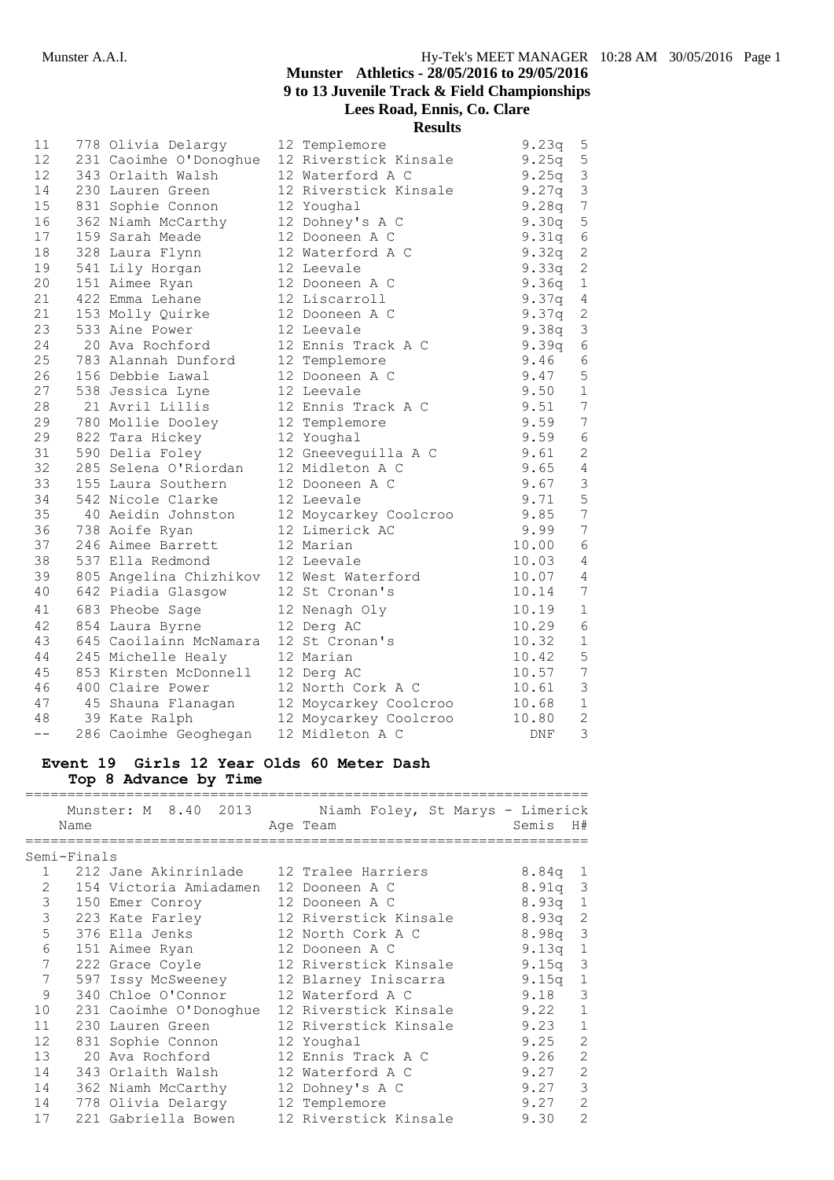## Munster Athletics - 28/05/2016 to 29/05/2016
## 9 to 13 Juvenile Track & Field Championships
## Lees Road, Ennis, Co. Clare
## Results

| | | Name | Age | Team | Time | H# |
|---|---|---|---|---|---|---|
| 11 | 778 | Olivia Delargy | 12 | Templemore | 9.23q | 5 |
| 12 | 231 | Caoimhe O'Donoghue | 12 | Riverstick Kinsale | 9.25q | 5 |
| 12 | 343 | Orlaith Walsh | 12 | Waterford A C | 9.25q | 3 |
| 14 | 230 | Lauren Green | 12 | Riverstick Kinsale | 9.27q | 3 |
| 15 | 831 | Sophie Connon | 12 | Youghal | 9.28q | 7 |
| 16 | 362 | Niamh McCarthy | 12 | Dohney's A C | 9.30q | 5 |
| 17 | 159 | Sarah Meade | 12 | Dooneen A C | 9.31q | 6 |
| 18 | 328 | Laura Flynn | 12 | Waterford A C | 9.32q | 2 |
| 19 | 541 | Lily Horgan | 12 | Leevale | 9.33q | 2 |
| 20 | 151 | Aimee Ryan | 12 | Dooneen A C | 9.36q | 1 |
| 21 | 422 | Emma Lehane | 12 | Liscarroll | 9.37q | 4 |
| 21 | 153 | Molly Quirke | 12 | Dooneen A C | 9.37q | 2 |
| 23 | 533 | Aine Power | 12 | Leevale | 9.38q | 3 |
| 24 | 20 | Ava Rochford | 12 | Ennis Track A C | 9.39q | 6 |
| 25 | 783 | Alannah Dunford | 12 | Templemore | 9.46 | 6 |
| 26 | 156 | Debbie Lawal | 12 | Dooneen A C | 9.47 | 5 |
| 27 | 538 | Jessica Lyne | 12 | Leevale | 9.50 | 1 |
| 28 | 21 | Avril Lillis | 12 | Ennis Track A C | 9.51 | 7 |
| 29 | 780 | Mollie Dooley | 12 | Templemore | 9.59 | 7 |
| 29 | 822 | Tara Hickey | 12 | Youghal | 9.59 | 6 |
| 31 | 590 | Delia Foley | 12 | Gneeveguilla A C | 9.61 | 2 |
| 32 | 285 | Selena O'Riordan | 12 | Midleton A C | 9.65 | 4 |
| 33 | 155 | Laura Southern | 12 | Dooneen A C | 9.67 | 3 |
| 34 | 542 | Nicole Clarke | 12 | Leevale | 9.71 | 5 |
| 35 | 40 | Aeidin Johnston | 12 | Moycarkey Coolcroo | 9.85 | 7 |
| 36 | 738 | Aoife Ryan | 12 | Limerick AC | 9.99 | 7 |
| 37 | 246 | Aimee Barrett | 12 | Marian | 10.00 | 6 |
| 38 | 537 | Ella Redmond | 12 | Leevale | 10.03 | 4 |
| 39 | 805 | Angelina Chizhikov | 12 | West Waterford | 10.07 | 4 |
| 40 | 642 | Piadia Glasgow | 12 | St Cronan's | 10.14 | 7 |
| 41 | 683 | Pheobe Sage | 12 | Nenagh Oly | 10.19 | 1 |
| 42 | 854 | Laura Byrne | 12 | Derg AC | 10.29 | 6 |
| 43 | 645 | Caoilainn McNamara | 12 | St Cronan's | 10.32 | 1 |
| 44 | 245 | Michelle Healy | 12 | Marian | 10.42 | 5 |
| 45 | 853 | Kirsten McDonnell | 12 | Derg AC | 10.57 | 7 |
| 46 | 400 | Claire Power | 12 | North Cork A C | 10.61 | 3 |
| 47 | 45 | Shauna Flanagan | 12 | Moycarkey Coolcroo | 10.68 | 1 |
| 48 | 39 | Kate Ralph | 12 | Moycarkey Coolcroo | 10.80 | 2 |
| -- | 286 | Caoimhe Geoghegan | 12 | Midleton A C | DNF | 3 |

### Event 19 Girls 12 Year Olds 60 Meter Dash
**Top 8 Advance by Time**

Munster: M 8.40 2013 Niamh Foley, St Marys - Limerick

**Semi-Finals**

| | | Name | Age | Team | Semis | H# |
|---|---|---|---|---|---|---|
| 1 | 212 | Jane Akinrinlade | 12 | Tralee Harriers | 8.84q | 1 |
| 2 | 154 | Victoria Amiadamen | 12 | Dooneen A C | 8.91q | 3 |
| 3 | 150 | Emer Conroy | 12 | Dooneen A C | 8.93q | 1 |
| 3 | 223 | Kate Farley | 12 | Riverstick Kinsale | 8.93q | 2 |
| 5 | 376 | Ella Jenks | 12 | North Cork A C | 8.98q | 3 |
| 6 | 151 | Aimee Ryan | 12 | Dooneen A C | 9.13q | 1 |
| 7 | 222 | Grace Coyle | 12 | Riverstick Kinsale | 9.15q | 3 |
| 7 | 597 | Issy McSweeney | 12 | Blarney Iniscarra | 9.15q | 1 |
| 9 | 340 | Chloe O'Connor | 12 | Waterford A C | 9.18 | 3 |
| 10 | 231 | Caoimhe O'Donoghue | 12 | Riverstick Kinsale | 9.22 | 1 |
| 11 | 230 | Lauren Green | 12 | Riverstick Kinsale | 9.23 | 1 |
| 12 | 831 | Sophie Connon | 12 | Youghal | 9.25 | 2 |
| 13 | 20 | Ava Rochford | 12 | Ennis Track A C | 9.26 | 2 |
| 14 | 343 | Orlaith Walsh | 12 | Waterford A C | 9.27 | 2 |
| 14 | 362 | Niamh McCarthy | 12 | Dohney's A C | 9.27 | 3 |
| 14 | 778 | Olivia Delargy | 12 | Templemore | 9.27 | 2 |
| 17 | 221 | Gabriella Bowen | 12 | Riverstick Kinsale | 9.30 | 2 |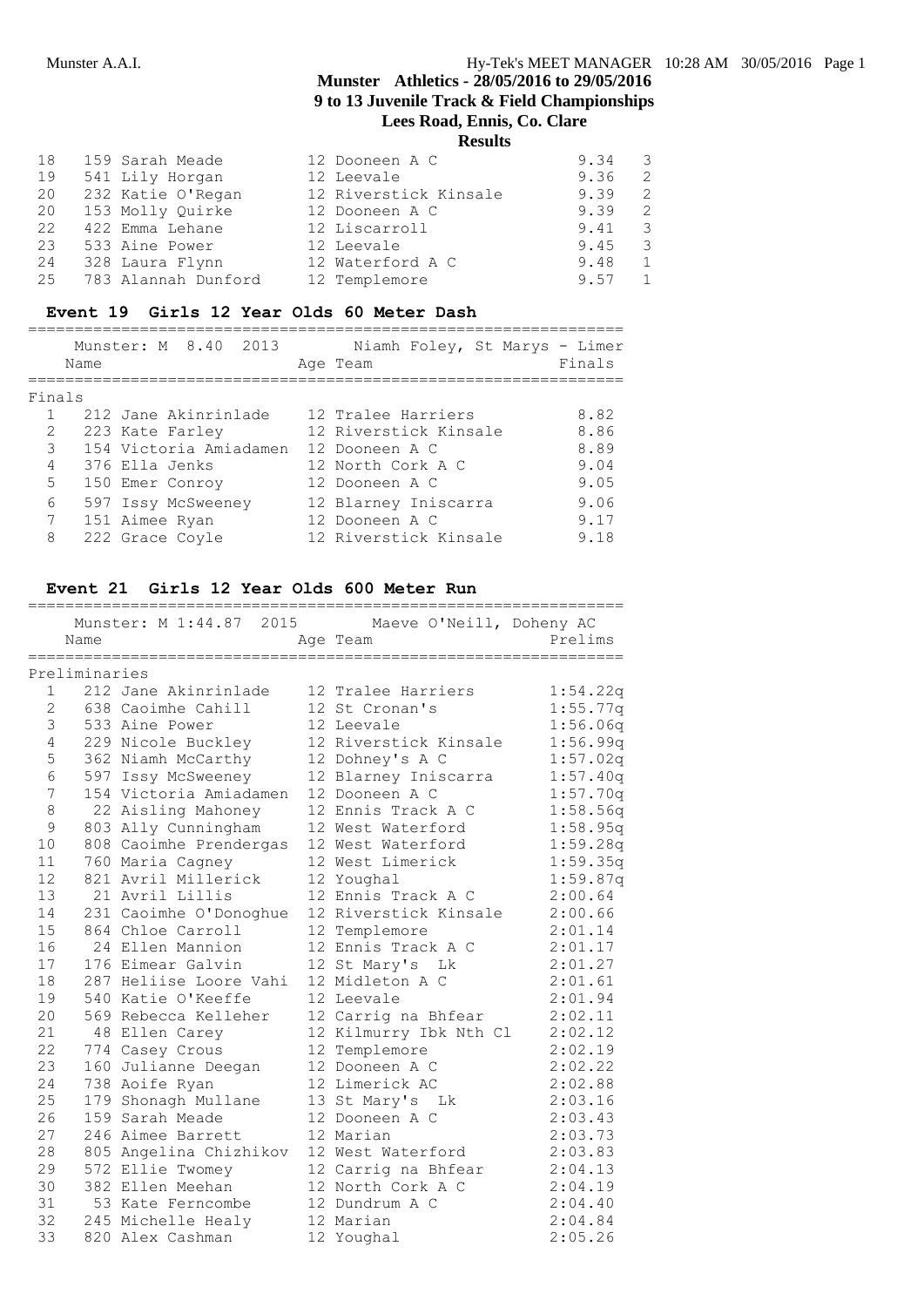# Munster Athletics - 28/05/2016 to 29/05/2016
## 9 to 13 Juvenile Track & Field Championships
## Lees Road, Ennis, Co. Clare
### Results

| Place | Name | Age | Team | Time | Heat |
|---|---|---|---|---|---|
| 18 | 159 Sarah Meade | 12 | Dooneen A C | 9.34 | 3 |
| 19 | 541 Lily Horgan | 12 | Leevale | 9.36 | 2 |
| 20 | 232 Katie O'Regan | 12 | Riverstick Kinsale | 9.39 | 2 |
| 20 | 153 Molly Quirke | 12 | Dooneen A C | 9.39 | 2 |
| 22 | 422 Emma Lehane | 12 | Liscarroll | 9.41 | 3 |
| 23 | 533 Aine Power | 12 | Leevale | 9.45 | 3 |
| 24 | 328 Laura Flynn | 12 | Waterford A C | 9.48 | 1 |
| 25 | 783 Alannah Dunford | 12 | Templemore | 9.57 | 1 |

### Event 19 Girls 12 Year Olds 60 Meter Dash

Munster: M 8.40 2013 Niamh Foley, St Marys - Limer

**Finals**

| Place | Name | Age | Team | Finals |
|---|---|---|---|---|
| 1 | 212 Jane Akinrinlade | 12 | Tralee Harriers | 8.82 |
| 2 | 223 Kate Farley | 12 | Riverstick Kinsale | 8.86 |
| 3 | 154 Victoria Amiadamen | 12 | Dooneen A C | 8.89 |
| 4 | 376 Ella Jenks | 12 | North Cork A C | 9.04 |
| 5 | 150 Emer Conroy | 12 | Dooneen A C | 9.05 |
| 6 | 597 Issy McSweeney | 12 | Blarney Iniscarra | 9.06 |
| 7 | 151 Aimee Ryan | 12 | Dooneen A C | 9.17 |
| 8 | 222 Grace Coyle | 12 | Riverstick Kinsale | 9.18 |

### Event 21 Girls 12 Year Olds 600 Meter Run

Munster: M 1:44.87 2015 Maeve O'Neill, Doheny AC

**Preliminaries**

| Place | Name | Age | Team | Prelims |
|---|---|---|---|---|
| 1 | 212 Jane Akinrinlade | 12 | Tralee Harriers | 1:54.22q |
| 2 | 638 Caoimhe Cahill | 12 | St Cronan's | 1:55.77q |
| 3 | 533 Aine Power | 12 | Leevale | 1:56.06q |
| 4 | 229 Nicole Buckley | 12 | Riverstick Kinsale | 1:56.99q |
| 5 | 362 Niamh McCarthy | 12 | Dohney's A C | 1:57.02q |
| 6 | 597 Issy McSweeney | 12 | Blarney Iniscarra | 1:57.40q |
| 7 | 154 Victoria Amiadamen | 12 | Dooneen A C | 1:57.70q |
| 8 | 22 Aisling Mahoney | 12 | Ennis Track A C | 1:58.56q |
| 9 | 803 Ally Cunningham | 12 | West Waterford | 1:58.95q |
| 10 | 808 Caoimhe Prendergas | 12 | West Waterford | 1:59.28q |
| 11 | 760 Maria Cagney | 12 | West Limerick | 1:59.35q |
| 12 | 821 Avril Millerick | 12 | Youghal | 1:59.87q |
| 13 | 21 Avril Lillis | 12 | Ennis Track A C | 2:00.64 |
| 14 | 231 Caoimhe O'Donoghue | 12 | Riverstick Kinsale | 2:00.66 |
| 15 | 864 Chloe Carroll | 12 | Templemore | 2:01.14 |
| 16 | 24 Ellen Mannion | 12 | Ennis Track A C | 2:01.17 |
| 17 | 176 Eimear Galvin | 12 | St Mary's Lk | 2:01.27 |
| 18 | 287 Heliise Loore Vahi | 12 | Midleton A C | 2:01.61 |
| 19 | 540 Katie O'Keeffe | 12 | Leevale | 2:01.94 |
| 20 | 569 Rebecca Kelleher | 12 | Carrig na Bhfear | 2:02.11 |
| 21 | 48 Ellen Carey | 12 | Kilmurry Ibk Nth Cl | 2:02.12 |
| 22 | 774 Casey Crous | 12 | Templemore | 2:02.19 |
| 23 | 160 Julianne Deegan | 12 | Dooneen A C | 2:02.22 |
| 24 | 738 Aoife Ryan | 12 | Limerick AC | 2:02.88 |
| 25 | 179 Shonagh Mullane | 13 | St Mary's Lk | 2:03.16 |
| 26 | 159 Sarah Meade | 12 | Dooneen A C | 2:03.43 |
| 27 | 246 Aimee Barrett | 12 | Marian | 2:03.73 |
| 28 | 805 Angelina Chizhikov | 12 | West Waterford | 2:03.83 |
| 29 | 572 Ellie Twomey | 12 | Carrig na Bhfear | 2:04.13 |
| 30 | 382 Ellen Meehan | 12 | North Cork A C | 2:04.19 |
| 31 | 53 Kate Ferncombe | 12 | Dundrum A C | 2:04.40 |
| 32 | 245 Michelle Healy | 12 | Marian | 2:04.84 |
| 33 | 820 Alex Cashman | 12 | Youghal | 2:05.26 |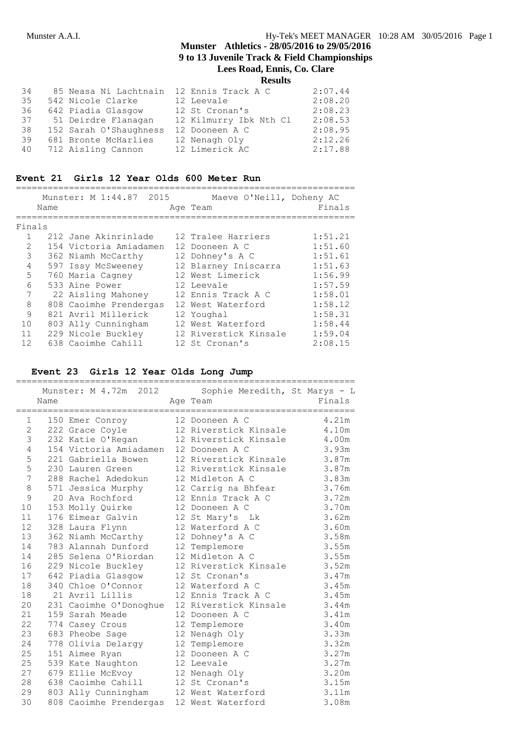Munster Athletics - 28/05/2016 to 29/05/2016
9 to 13 Juvenile Track & Field Championships
Lees Road, Ennis, Co. Clare
**Results**

| | | Name | Age | Team | Finals |
|---|---|---|---|---|---|
| 34 | 85 | Neasa Ni Lachtnain | 12 | Ennis Track A C | 2:07.44 |
| 35 | 542 | Nicole Clarke | 12 | Leevale | 2:08.20 |
| 36 | 642 | Piadia Glasgow | 12 | St Cronan's | 2:08.23 |
| 37 | 51 | Deirdre Flanagan | 12 | Kilmurry Ibk Nth Cl | 2:08.53 |
| 38 | 152 | Sarah O'Shaughness | 12 | Dooneen A C | 2:08.95 |
| 39 | 681 | Bronte McHarlies | 12 | Nenagh Oly | 2:12.26 |
| 40 | 712 | Aisling Cannon | 12 | Limerick AC | 2:17.88 |

## Event 21 Girls 12 Year Olds 600 Meter Run

Munster: M 1:44.87 2015 Maeve O'Neill, Doheny AC

**Finals**

| | | Name | Age | Team | Finals |
|---|---|---|---|---|---|
| 1 | 212 | Jane Akinrinlade | 12 | Tralee Harriers | 1:51.21 |
| 2 | 154 | Victoria Amiadamen | 12 | Dooneen A C | 1:51.60 |
| 3 | 362 | Niamh McCarthy | 12 | Dohney's A C | 1:51.61 |
| 4 | 597 | Issy McSweeney | 12 | Blarney Iniscarra | 1:51.63 |
| 5 | 760 | Maria Cagney | 12 | West Limerick | 1:56.99 |
| 6 | 533 | Aine Power | 12 | Leevale | 1:57.59 |
| 7 | 22 | Aisling Mahoney | 12 | Ennis Track A C | 1:58.01 |
| 8 | 808 | Caoimhe Prendergas | 12 | West Waterford | 1:58.12 |
| 9 | 821 | Avril Millerick | 12 | Youghal | 1:58.31 |
| 10 | 803 | Ally Cunningham | 12 | West Waterford | 1:58.44 |
| 11 | 229 | Nicole Buckley | 12 | Riverstick Kinsale | 1:59.04 |
| 12 | 638 | Caoimhe Cahill | 12 | St Cronan's | 2:08.15 |

## Event 23 Girls 12 Year Olds Long Jump

Munster: M 4.72m 2012 Sophie Meredith, St Marys - L

| | | Name | Age | Team | Finals |
|---|---|---|---|---|---|
| 1 | 150 | Emer Conroy | 12 | Dooneen A C | 4.21m |
| 2 | 222 | Grace Coyle | 12 | Riverstick Kinsale | 4.10m |
| 3 | 232 | Katie O'Regan | 12 | Riverstick Kinsale | 4.00m |
| 4 | 154 | Victoria Amiadamen | 12 | Dooneen A C | 3.93m |
| 5 | 221 | Gabriella Bowen | 12 | Riverstick Kinsale | 3.87m |
| 5 | 230 | Lauren Green | 12 | Riverstick Kinsale | 3.87m |
| 7 | 288 | Rachel Adedokun | 12 | Midleton A C | 3.83m |
| 8 | 571 | Jessica Murphy | 12 | Carrig na Bhfear | 3.76m |
| 9 | 20 | Ava Rochford | 12 | Ennis Track A C | 3.72m |
| 10 | 153 | Molly Quirke | 12 | Dooneen A C | 3.70m |
| 11 | 176 | Eimear Galvin | 12 | St Mary's Lk | 3.62m |
| 12 | 328 | Laura Flynn | 12 | Waterford A C | 3.60m |
| 13 | 362 | Niamh McCarthy | 12 | Dohney's A C | 3.58m |
| 14 | 783 | Alannah Dunford | 12 | Templemore | 3.55m |
| 14 | 285 | Selena O'Riordan | 12 | Midleton A C | 3.55m |
| 16 | 229 | Nicole Buckley | 12 | Riverstick Kinsale | 3.52m |
| 17 | 642 | Piadia Glasgow | 12 | St Cronan's | 3.47m |
| 18 | 340 | Chloe O'Connor | 12 | Waterford A C | 3.45m |
| 18 | 21 | Avril Lillis | 12 | Ennis Track A C | 3.45m |
| 20 | 231 | Caoimhe O'Donoghue | 12 | Riverstick Kinsale | 3.44m |
| 21 | 159 | Sarah Meade | 12 | Dooneen A C | 3.41m |
| 22 | 774 | Casey Crous | 12 | Templemore | 3.40m |
| 23 | 683 | Pheobe Sage | 12 | Nenagh Oly | 3.33m |
| 24 | 778 | Olivia Delargy | 12 | Templemore | 3.32m |
| 25 | 151 | Aimee Ryan | 12 | Dooneen A C | 3.27m |
| 25 | 539 | Kate Naughton | 12 | Leevale | 3.27m |
| 27 | 679 | Ellie McEvoy | 12 | Nenagh Oly | 3.20m |
| 28 | 638 | Caoimhe Cahill | 12 | St Cronan's | 3.15m |
| 29 | 803 | Ally Cunningham | 12 | West Waterford | 3.11m |
| 30 | 808 | Caoimhe Prendergas | 12 | West Waterford | 3.08m |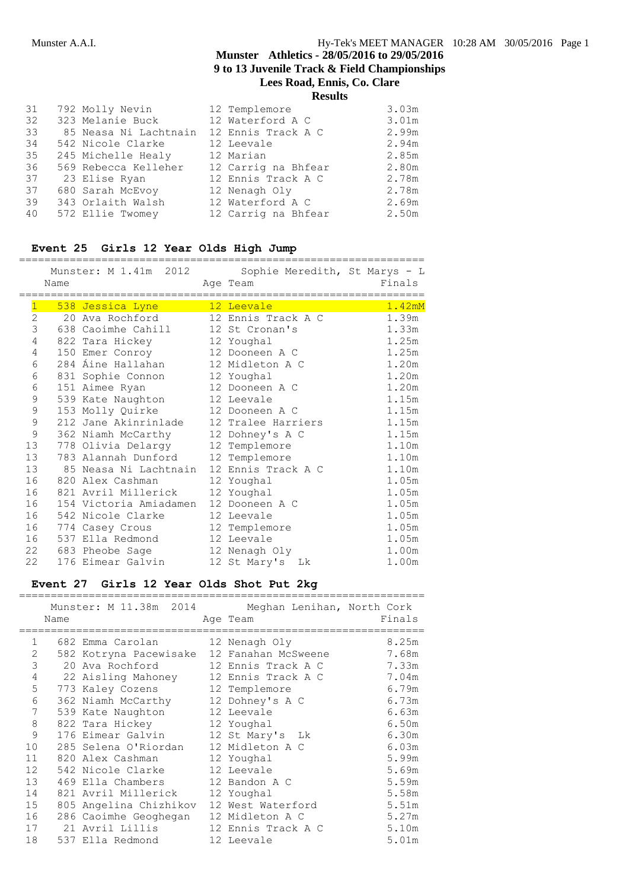| | | | | |
|---|---|---|---|---|
| 31 | 792 Molly Nevin | 12 | Templemore | 3.03m |
| 32 | 323 Melanie Buck | 12 | Waterford A C | 3.01m |
| 33 | 85 Neasa Ni Lachtnain | 12 | Ennis Track A C | 2.99m |
| 34 | 542 Nicole Clarke | 12 | Leevale | 2.94m |
| 35 | 245 Michelle Healy | 12 | Marian | 2.85m |
| 36 | 569 Rebecca Kelleher | 12 | Carrig na Bhfear | 2.80m |
| 37 | 23 Elise Ryan | 12 | Ennis Track A C | 2.78m |
| 37 | 680 Sarah McEvoy | 12 | Nenagh Oly | 2.78m |
| 39 | 343 Orlaith Walsh | 12 | Waterford A C | 2.69m |
| 40 | 572 Ellie Twomey | 12 | Carrig na Bhfear | 2.50m |

### Event 25 Girls 12 Year Olds High Jump

Munster: M 1.41m 2012 Sophie Meredith, St Marys - L

| | Name | Age | Team | Finals |
|---|---|---|---|---|
| 1 | 538 Jessica Lyne | 12 | Leevale | 1.42mM |
| 2 | 20 Ava Rochford | 12 | Ennis Track A C | 1.39m |
| 3 | 638 Caoimhe Cahill | 12 | St Cronan's | 1.33m |
| 4 | 822 Tara Hickey | 12 | Youghal | 1.25m |
| 4 | 150 Emer Conroy | 12 | Dooneen A C | 1.25m |
| 6 | 284 Áine Hallahan | 12 | Midleton A C | 1.20m |
| 6 | 831 Sophie Connon | 12 | Youghal | 1.20m |
| 6 | 151 Aimee Ryan | 12 | Dooneen A C | 1.20m |
| 9 | 539 Kate Naughton | 12 | Leevale | 1.15m |
| 9 | 153 Molly Quirke | 12 | Dooneen A C | 1.15m |
| 9 | 212 Jane Akinrinlade | 12 | Tralee Harriers | 1.15m |
| 9 | 362 Niamh McCarthy | 12 | Dohney's A C | 1.15m |
| 13 | 778 Olivia Delargy | 12 | Templemore | 1.10m |
| 13 | 783 Alannah Dunford | 12 | Templemore | 1.10m |
| 13 | 85 Neasa Ni Lachtnain | 12 | Ennis Track A C | 1.10m |
| 16 | 820 Alex Cashman | 12 | Youghal | 1.05m |
| 16 | 821 Avril Millerick | 12 | Youghal | 1.05m |
| 16 | 154 Victoria Amiadamen | 12 | Dooneen A C | 1.05m |
| 16 | 542 Nicole Clarke | 12 | Leevale | 1.05m |
| 16 | 774 Casey Crous | 12 | Templemore | 1.05m |
| 16 | 537 Ella Redmond | 12 | Leevale | 1.05m |
| 22 | 683 Pheobe Sage | 12 | Nenagh Oly | 1.00m |
| 22 | 176 Eimear Galvin | 12 | St Mary's Lk | 1.00m |

### Event 27 Girls 12 Year Olds Shot Put 2kg

Munster: M 11.38m 2014 Meghan Lenihan, North Cork

| | Name | Age | Team | Finals |
|---|---|---|---|---|
| 1 | 682 Emma Carolan | 12 | Nenagh Oly | 8.25m |
| 2 | 582 Kotryna Pacewisake | 12 | Fanahan McSweene | 7.68m |
| 3 | 20 Ava Rochford | 12 | Ennis Track A C | 7.33m |
| 4 | 22 Aisling Mahoney | 12 | Ennis Track A C | 7.04m |
| 5 | 773 Kaley Cozens | 12 | Templemore | 6.79m |
| 6 | 362 Niamh McCarthy | 12 | Dohney's A C | 6.73m |
| 7 | 539 Kate Naughton | 12 | Leevale | 6.63m |
| 8 | 822 Tara Hickey | 12 | Youghal | 6.50m |
| 9 | 176 Eimear Galvin | 12 | St Mary's Lk | 6.30m |
| 10 | 285 Selena O'Riordan | 12 | Midleton A C | 6.03m |
| 11 | 820 Alex Cashman | 12 | Youghal | 5.99m |
| 12 | 542 Nicole Clarke | 12 | Leevale | 5.69m |
| 13 | 469 Ella Chambers | 12 | Bandon A C | 5.59m |
| 14 | 821 Avril Millerick | 12 | Youghal | 5.58m |
| 15 | 805 Angelina Chizhikov | 12 | West Waterford | 5.51m |
| 16 | 286 Caoimhe Geoghegan | 12 | Midleton A C | 5.27m |
| 17 | 21 Avril Lillis | 12 | Ennis Track A C | 5.10m |
| 18 | 537 Ella Redmond | 12 | Leevale | 5.01m |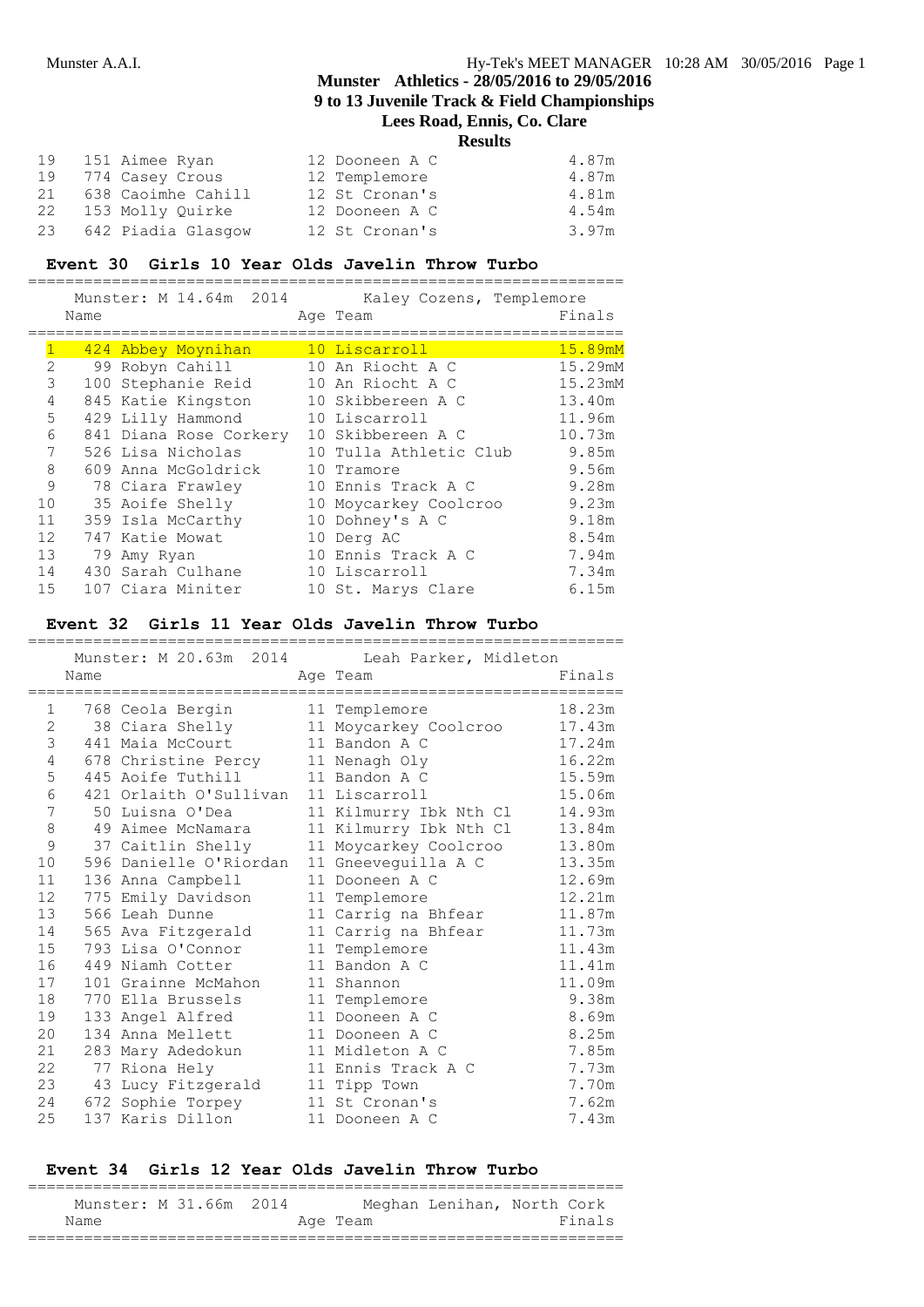Munster A.A.I. Hy-Tek's MEET MANAGER 10:28 AM 30/05/2016

# Munster Athletics - 28/05/2016 to 29/05/2016
## 9 to 13 Juvenile Track & Field Championships
### Lees Road, Ennis, Co. Clare
### Results

| | Name | Age | Team | Finals |
|---|---|---|---|---|
| 19 | 151 Aimee Ryan | 12 | Dooneen A C | 4.87m |
| 19 | 774 Casey Crous | 12 | Templemore | 4.87m |
| 21 | 638 Caoimhe Cahill | 12 | St Cronan's | 4.81m |
| 22 | 153 Molly Quirke | 12 | Dooneen A C | 4.54m |
| 23 | 642 Piadia Glasgow | 12 | St Cronan's | 3.97m |

### Event 30 Girls 10 Year Olds Javelin Throw Turbo

Munster: M 14.64m 2014 Kaley Cozens, Templemore

| | Name | Age | Team | Finals |
|---|---|---|---|---|
| 1 | 424 Abbey Moynihan | 10 | Liscarroll | 15.89mM |
| 2 | 99 Robyn Cahill | 10 | An Riocht A C | 15.29mM |
| 3 | 100 Stephanie Reid | 10 | An Riocht A C | 15.23mM |
| 4 | 845 Katie Kingston | 10 | Skibbereen A C | 13.40m |
| 5 | 429 Lilly Hammond | 10 | Liscarroll | 11.96m |
| 6 | 841 Diana Rose Corkery | 10 | Skibbereen A C | 10.73m |
| 7 | 526 Lisa Nicholas | 10 | Tulla Athletic Club | 9.85m |
| 8 | 609 Anna McGoldrick | 10 | Tramore | 9.56m |
| 9 | 78 Ciara Frawley | 10 | Ennis Track A C | 9.28m |
| 10 | 35 Aoife Shelly | 10 | Moycarkey Coolcroo | 9.23m |
| 11 | 359 Isla McCarthy | 10 | Dohney's A C | 9.18m |
| 12 | 747 Katie Mowat | 10 | Derg AC | 8.54m |
| 13 | 79 Amy Ryan | 10 | Ennis Track A C | 7.94m |
| 14 | 430 Sarah Culhane | 10 | Liscarroll | 7.34m |
| 15 | 107 Ciara Miniter | 10 | St. Marys Clare | 6.15m |

### Event 32 Girls 11 Year Olds Javelin Throw Turbo

Munster: M 20.63m 2014 Leah Parker, Midleton

| | Name | Age | Team | Finals |
|---|---|---|---|---|
| 1 | 768 Ceola Bergin | 11 | Templemore | 18.23m |
| 2 | 38 Ciara Shelly | 11 | Moycarkey Coolcroo | 17.43m |
| 3 | 441 Maia McCourt | 11 | Bandon A C | 17.24m |
| 4 | 678 Christine Percy | 11 | Nenagh Oly | 16.22m |
| 5 | 445 Aoife Tuthill | 11 | Bandon A C | 15.59m |
| 6 | 421 Orlaith O'Sullivan | 11 | Liscarroll | 15.06m |
| 7 | 50 Luisna O'Dea | 11 | Kilmurry Ibk Nth Cl | 14.93m |
| 8 | 49 Aimee McNamara | 11 | Kilmurry Ibk Nth Cl | 13.84m |
| 9 | 37 Caitlin Shelly | 11 | Moycarkey Coolcroo | 13.80m |
| 10 | 596 Danielle O'Riordan | 11 | Gneeveguilla A C | 13.35m |
| 11 | 136 Anna Campbell | 11 | Dooneen A C | 12.69m |
| 12 | 775 Emily Davidson | 11 | Templemore | 12.21m |
| 13 | 566 Leah Dunne | 11 | Carrig na Bhfear | 11.87m |
| 14 | 565 Ava Fitzgerald | 11 | Carrig na Bhfear | 11.73m |
| 15 | 793 Lisa O'Connor | 11 | Templemore | 11.43m |
| 16 | 449 Niamh Cotter | 11 | Bandon A C | 11.41m |
| 17 | 101 Grainne McMahon | 11 | Shannon | 11.09m |
| 18 | 770 Ella Brussels | 11 | Templemore | 9.38m |
| 19 | 133 Angel Alfred | 11 | Dooneen A C | 8.69m |
| 20 | 134 Anna Mellett | 11 | Dooneen A C | 8.25m |
| 21 | 283 Mary Adedokun | 11 | Midleton A C | 7.85m |
| 22 | 77 Riona Hely | 11 | Ennis Track A C | 7.73m |
| 23 | 43 Lucy Fitzgerald | 11 | Tipp Town | 7.70m |
| 24 | 672 Sophie Torpey | 11 | St Cronan's | 7.62m |
| 25 | 137 Karis Dillon | 11 | Dooneen A C | 7.43m |

### Event 34 Girls 12 Year Olds Javelin Throw Turbo

Munster: M 31.66m 2014 Meghan Lenihan, North Cork

| | Name | Age | Team | Finals |
|---|---|---|---|---|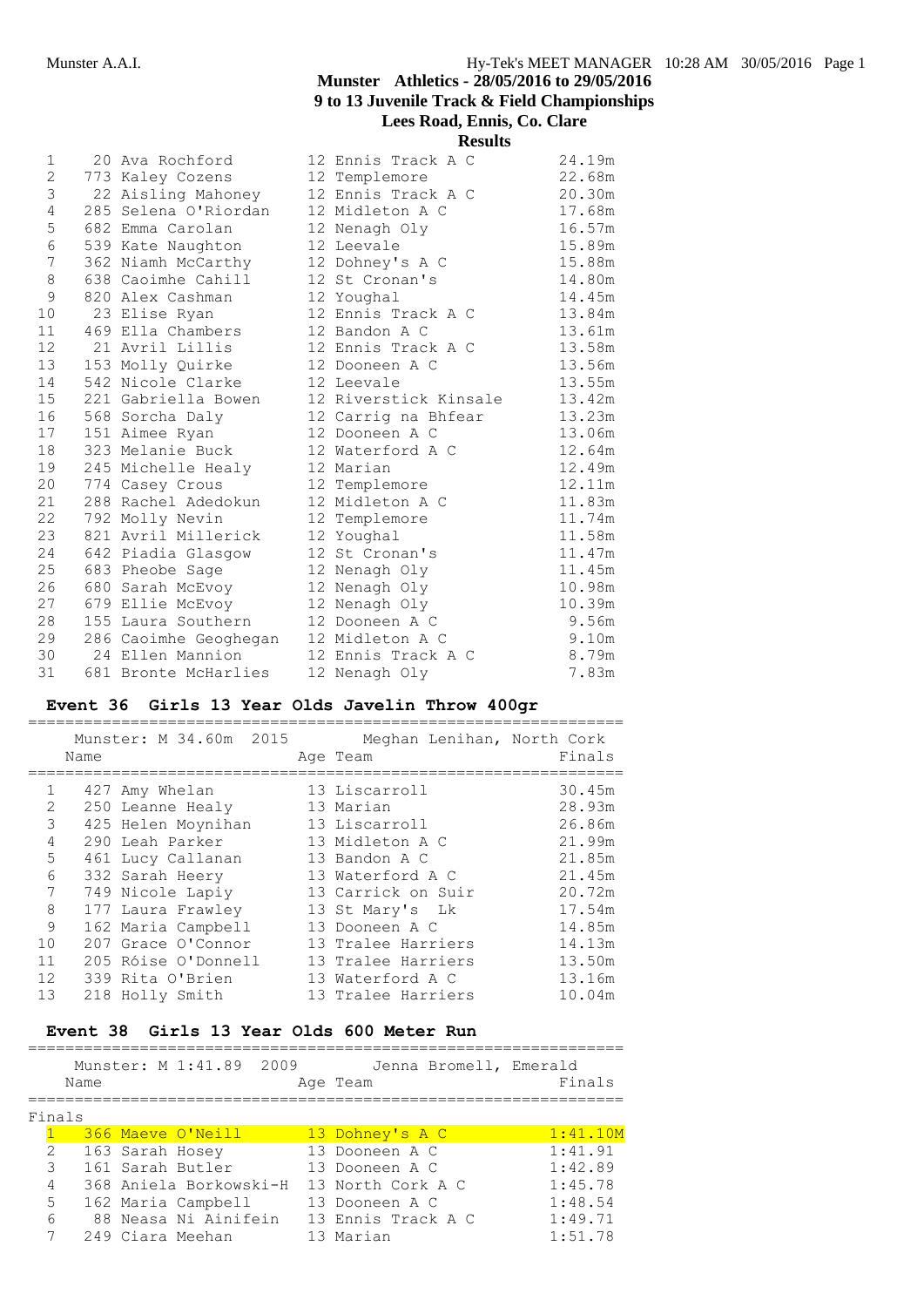Munster Athletics - 28/05/2016 to 29/05/2016
9 to 13 Juvenile Track & Field Championships
Lees Road, Ennis, Co. Clare

**Results**

| | Name | Age | Team | Finals |
|---|---|---|---|---|
| 1 | 20 Ava Rochford | 12 | Ennis Track A C | 24.19m |
| 2 | 773 Kaley Cozens | 12 | Templemore | 22.68m |
| 3 | 22 Aisling Mahoney | 12 | Ennis Track A C | 20.30m |
| 4 | 285 Selena O'Riordan | 12 | Midleton A C | 17.68m |
| 5 | 682 Emma Carolan | 12 | Nenagh Oly | 16.57m |
| 6 | 539 Kate Naughton | 12 | Leevale | 15.89m |
| 7 | 362 Niamh McCarthy | 12 | Dohney's A C | 15.88m |
| 8 | 638 Caoimhe Cahill | 12 | St Cronan's | 14.80m |
| 9 | 820 Alex Cashman | 12 | Youghal | 14.45m |
| 10 | 23 Elise Ryan | 12 | Ennis Track A C | 13.84m |
| 11 | 469 Ella Chambers | 12 | Bandon A C | 13.61m |
| 12 | 21 Avril Lillis | 12 | Ennis Track A C | 13.58m |
| 13 | 153 Molly Quirke | 12 | Dooneen A C | 13.56m |
| 14 | 542 Nicole Clarke | 12 | Leevale | 13.55m |
| 15 | 221 Gabriella Bowen | 12 | Riverstick Kinsale | 13.42m |
| 16 | 568 Sorcha Daly | 12 | Carrig na Bhfear | 13.23m |
| 17 | 151 Aimee Ryan | 12 | Dooneen A C | 13.06m |
| 18 | 323 Melanie Buck | 12 | Waterford A C | 12.64m |
| 19 | 245 Michelle Healy | 12 | Marian | 12.49m |
| 20 | 774 Casey Crous | 12 | Templemore | 12.11m |
| 21 | 288 Rachel Adedokun | 12 | Midleton A C | 11.83m |
| 22 | 792 Molly Nevin | 12 | Templemore | 11.74m |
| 23 | 821 Avril Millerick | 12 | Youghal | 11.58m |
| 24 | 642 Piadia Glasgow | 12 | St Cronan's | 11.47m |
| 25 | 683 Pheobe Sage | 12 | Nenagh Oly | 11.45m |
| 26 | 680 Sarah McEvoy | 12 | Nenagh Oly | 10.98m |
| 27 | 679 Ellie McEvoy | 12 | Nenagh Oly | 10.39m |
| 28 | 155 Laura Southern | 12 | Dooneen A C | 9.56m |
| 29 | 286 Caoimhe Geoghegan | 12 | Midleton A C | 9.10m |
| 30 | 24 Ellen Mannion | 12 | Ennis Track A C | 8.79m |
| 31 | 681 Bronte McHarlies | 12 | Nenagh Oly | 7.83m |

## Event 36 Girls 13 Year Olds Javelin Throw 400gr

Munster: M 34.60m 2015 Meghan Lenihan, North Cork

| | Name | Age | Team | Finals |
|---|---|---|---|---|
| 1 | 427 Amy Whelan | 13 | Liscarroll | 30.45m |
| 2 | 250 Leanne Healy | 13 | Marian | 28.93m |
| 3 | 425 Helen Moynihan | 13 | Liscarroll | 26.86m |
| 4 | 290 Leah Parker | 13 | Midleton A C | 21.99m |
| 5 | 461 Lucy Callanan | 13 | Bandon A C | 21.85m |
| 6 | 332 Sarah Heery | 13 | Waterford A C | 21.45m |
| 7 | 749 Nicole Lapiy | 13 | Carrick on Suir | 20.72m |
| 8 | 177 Laura Frawley | 13 | St Mary's Lk | 17.54m |
| 9 | 162 Maria Campbell | 13 | Dooneen A C | 14.85m |
| 10 | 207 Grace O'Connor | 13 | Tralee Harriers | 14.13m |
| 11 | 205 Róise O'Donnell | 13 | Tralee Harriers | 13.50m |
| 12 | 339 Rita O'Brien | 13 | Waterford A C | 13.16m |
| 13 | 218 Holly Smith | 13 | Tralee Harriers | 10.04m |

## Event 38 Girls 13 Year Olds 600 Meter Run

Munster: M 1:41.89 2009 Jenna Bromell, Emerald

Finals

| | Name | Age | Team | Finals |
|---|---|---|---|---|
| 1 | 366 Maeve O'Neill | 13 | Dohney's A C | 1:41.10M |
| 2 | 163 Sarah Hosey | 13 | Dooneen A C | 1:41.91 |
| 3 | 161 Sarah Butler | 13 | Dooneen A C | 1:42.89 |
| 4 | 368 Aniela Borkowski-H | 13 | North Cork A C | 1:45.78 |
| 5 | 162 Maria Campbell | 13 | Dooneen A C | 1:48.54 |
| 6 | 88 Neasa Ni Ainifein | 13 | Ennis Track A C | 1:49.71 |
| 7 | 249 Ciara Meehan | 13 | Marian | 1:51.78 |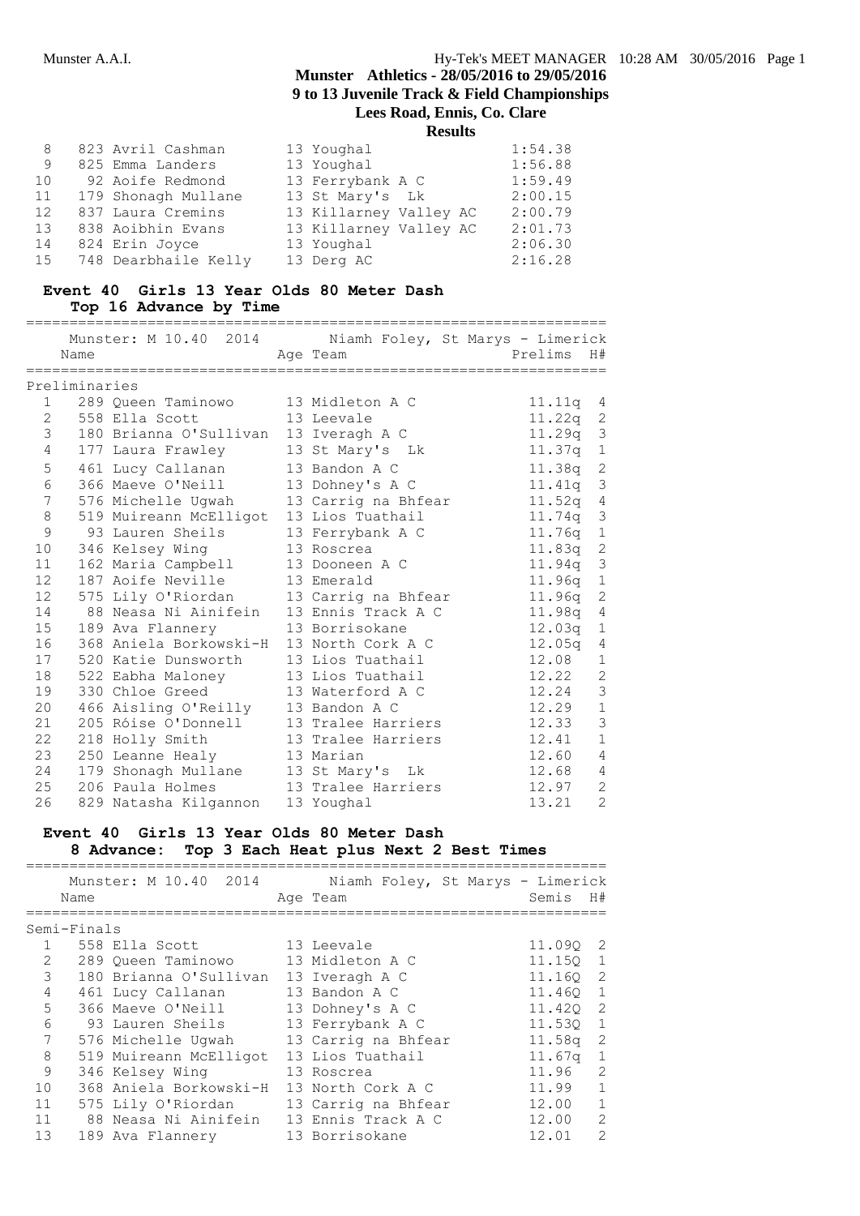## Munster Athletics - 28/05/2016 to 29/05/2016
## 9 to 13 Juvenile Track & Field Championships
## Lees Road, Ennis, Co. Clare
## Results

| | | | | |
|---|---|---|---|---|
| 8 | 823 Avril Cashman | 13 | Youghal | 1:54.38 |
| 9 | 825 Emma Landers | 13 | Youghal | 1:56.88 |
| 10 | 92 Aoife Redmond | 13 | Ferrybank A C | 1:59.49 |
| 11 | 179 Shonagh Mullane | 13 | St Mary's Lk | 2:00.15 |
| 12 | 837 Laura Cremins | 13 | Killarney Valley AC | 2:00.79 |
| 13 | 838 Aoibhin Evans | 13 | Killarney Valley AC | 2:01.73 |
| 14 | 824 Erin Joyce | 13 | Youghal | 2:06.30 |
| 15 | 748 Dearbhaile Kelly | 13 | Derg AC | 2:16.28 |

### Event 40 Girls 13 Year Olds 80 Meter Dash
**Top 16 Advance by Time**

Munster: M 10.40 2014 Niamh Foley, St Marys - Limerick

| | Name | Age | Team | Prelims | H# |
|---|---|---|---|---|---|
| **Preliminaries** | | | | | |
| 1 | 289 Queen Taminowo | 13 | Midleton A C | 11.11q | 4 |
| 2 | 558 Ella Scott | 13 | Leevale | 11.22q | 2 |
| 3 | 180 Brianna O'Sullivan | 13 | Iveragh A C | 11.29q | 3 |
| 4 | 177 Laura Frawley | 13 | St Mary's Lk | 11.37q | 1 |
| 5 | 461 Lucy Callanan | 13 | Bandon A C | 11.38q | 2 |
| 6 | 366 Maeve O'Neill | 13 | Dohney's A C | 11.41q | 3 |
| 7 | 576 Michelle Ugwah | 13 | Carrig na Bhfear | 11.52q | 4 |
| 8 | 519 Muireann McElligot | 13 | Lios Tuathail | 11.74q | 3 |
| 9 | 93 Lauren Sheils | 13 | Ferrybank A C | 11.76q | 1 |
| 10 | 346 Kelsey Wing | 13 | Roscrea | 11.83q | 2 |
| 11 | 162 Maria Campbell | 13 | Dooneen A C | 11.94q | 3 |
| 12 | 187 Aoife Neville | 13 | Emerald | 11.96q | 1 |
| 12 | 575 Lily O'Riordan | 13 | Carrig na Bhfear | 11.96q | 2 |
| 14 | 88 Neasa Ni Ainifein | 13 | Ennis Track A C | 11.98q | 4 |
| 15 | 189 Ava Flannery | 13 | Borrisokane | 12.03q | 1 |
| 16 | 368 Aniela Borkowski-H | 13 | North Cork A C | 12.05q | 4 |
| 17 | 520 Katie Dunsworth | 13 | Lios Tuathail | 12.08 | 1 |
| 18 | 522 Eabha Maloney | 13 | Lios Tuathail | 12.22 | 2 |
| 19 | 330 Chloe Greed | 13 | Waterford A C | 12.24 | 3 |
| 20 | 466 Aisling O'Reilly | 13 | Bandon A C | 12.29 | 1 |
| 21 | 205 Róise O'Donnell | 13 | Tralee Harriers | 12.33 | 3 |
| 22 | 218 Holly Smith | 13 | Tralee Harriers | 12.41 | 1 |
| 23 | 250 Leanne Healy | 13 | Marian | 12.60 | 4 |
| 24 | 179 Shonagh Mullane | 13 | St Mary's Lk | 12.68 | 4 |
| 25 | 206 Paula Holmes | 13 | Tralee Harriers | 12.97 | 2 |
| 26 | 829 Natasha Kilgannon | 13 | Youghal | 13.21 | 2 |

### Event 40 Girls 13 Year Olds 80 Meter Dash
**8 Advance: Top 3 Each Heat plus Next 2 Best Times**

Munster: M 10.40 2014 Niamh Foley, St Marys - Limerick

| | Name | Age | Team | Semis | H# |
|---|---|---|---|---|---|
| **Semi-Finals** | | | | | |
| 1 | 558 Ella Scott | 13 | Leevale | 11.09Q | 2 |
| 2 | 289 Queen Taminowo | 13 | Midleton A C | 11.15Q | 1 |
| 3 | 180 Brianna O'Sullivan | 13 | Iveragh A C | 11.16Q | 2 |
| 4 | 461 Lucy Callanan | 13 | Bandon A C | 11.46Q | 1 |
| 5 | 366 Maeve O'Neill | 13 | Dohney's A C | 11.42Q | 2 |
| 6 | 93 Lauren Sheils | 13 | Ferrybank A C | 11.53Q | 1 |
| 7 | 576 Michelle Ugwah | 13 | Carrig na Bhfear | 11.58q | 2 |
| 8 | 519 Muireann McElligot | 13 | Lios Tuathail | 11.67q | 1 |
| 9 | 346 Kelsey Wing | 13 | Roscrea | 11.96 | 2 |
| 10 | 368 Aniela Borkowski-H | 13 | North Cork A C | 11.99 | 1 |
| 11 | 575 Lily O'Riordan | 13 | Carrig na Bhfear | 12.00 | 1 |
| 11 | 88 Neasa Ni Ainifein | 13 | Ennis Track A C | 12.00 | 2 |
| 13 | 189 Ava Flannery | 13 | Borrisokane | 12.01 | 2 |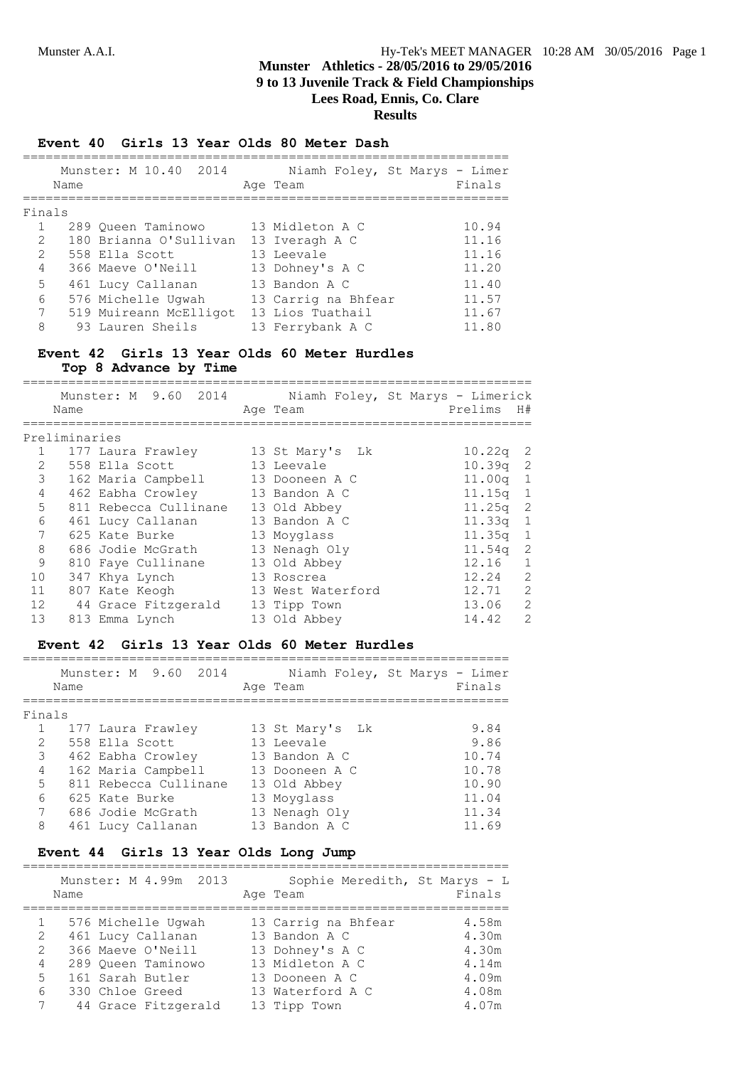# Munster Athletics - 28/05/2016 to 29/05/2016
## 9 to 13 Juvenile Track & Field Championships
## Lees Road, Ennis, Co. Clare
## Results

### Event 40 Girls 13 Year Olds 80 Meter Dash

Munster: M 10.40 2014 Niamh Foley, St Marys - Limer

| | Name | Age | Team | Finals |
|---|---|---|---|---|
| **Finals** | | | | |
| 1 | 289 Queen Taminowo | 13 | Midleton A C | 10.94 |
| 2 | 180 Brianna O'Sullivan | 13 | Iveragh A C | 11.16 |
| 2 | 558 Ella Scott | 13 | Leevale | 11.16 |
| 4 | 366 Maeve O'Neill | 13 | Dohney's A C | 11.20 |
| 5 | 461 Lucy Callanan | 13 | Bandon A C | 11.40 |
| 6 | 576 Michelle Ugwah | 13 | Carrig na Bhfear | 11.57 |
| 7 | 519 Muireann McElligot | 13 | Lios Tuathail | 11.67 |
| 8 | 93 Lauren Sheils | 13 | Ferrybank A C | 11.80 |

### Event 42 Girls 13 Year Olds 60 Meter Hurdles
**Top 8 Advance by Time**

Munster: M 9.60 2014 Niamh Foley, St Marys - Limerick

| | Name | Age | Team | Prelims | H# |
|---|---|---|---|---|---|
| **Preliminaries** | | | | | |
| 1 | 177 Laura Frawley | 13 | St Mary's Lk | 10.22q | 2 |
| 2 | 558 Ella Scott | 13 | Leevale | 10.39q | 2 |
| 3 | 162 Maria Campbell | 13 | Dooneen A C | 11.00q | 1 |
| 4 | 462 Eabha Crowley | 13 | Bandon A C | 11.15q | 1 |
| 5 | 811 Rebecca Cullinane | 13 | Old Abbey | 11.25q | 2 |
| 6 | 461 Lucy Callanan | 13 | Bandon A C | 11.33q | 1 |
| 7 | 625 Kate Burke | 13 | Moyglass | 11.35q | 1 |
| 8 | 686 Jodie McGrath | 13 | Nenagh Oly | 11.54q | 2 |
| 9 | 810 Faye Cullinane | 13 | Old Abbey | 12.16 | 1 |
| 10 | 347 Khya Lynch | 13 | Roscrea | 12.24 | 2 |
| 11 | 807 Kate Keogh | 13 | West Waterford | 12.71 | 2 |
| 12 | 44 Grace Fitzgerald | 13 | Tipp Town | 13.06 | 2 |
| 13 | 813 Emma Lynch | 13 | Old Abbey | 14.42 | 2 |

### Event 42 Girls 13 Year Olds 60 Meter Hurdles

Munster: M 9.60 2014 Niamh Foley, St Marys - Limer

| | Name | Age | Team | Finals |
|---|---|---|---|---|
| **Finals** | | | | |
| 1 | 177 Laura Frawley | 13 | St Mary's Lk | 9.84 |
| 2 | 558 Ella Scott | 13 | Leevale | 9.86 |
| 3 | 462 Eabha Crowley | 13 | Bandon A C | 10.74 |
| 4 | 162 Maria Campbell | 13 | Dooneen A C | 10.78 |
| 5 | 811 Rebecca Cullinane | 13 | Old Abbey | 10.90 |
| 6 | 625 Kate Burke | 13 | Moyglass | 11.04 |
| 7 | 686 Jodie McGrath | 13 | Nenagh Oly | 11.34 |
| 8 | 461 Lucy Callanan | 13 | Bandon A C | 11.69 |

### Event 44 Girls 13 Year Olds Long Jump

Munster: M 4.99m 2013 Sophie Meredith, St Marys - L

| | Name | Age | Team | Finals |
|---|---|---|---|---|
| 1 | 576 Michelle Ugwah | 13 | Carrig na Bhfear | 4.58m |
| 2 | 461 Lucy Callanan | 13 | Bandon A C | 4.30m |
| 2 | 366 Maeve O'Neill | 13 | Dohney's A C | 4.30m |
| 4 | 289 Queen Taminowo | 13 | Midleton A C | 4.14m |
| 5 | 161 Sarah Butler | 13 | Dooneen A C | 4.09m |
| 6 | 330 Chloe Greed | 13 | Waterford A C | 4.08m |
| 7 | 44 Grace Fitzgerald | 13 | Tipp Town | 4.07m |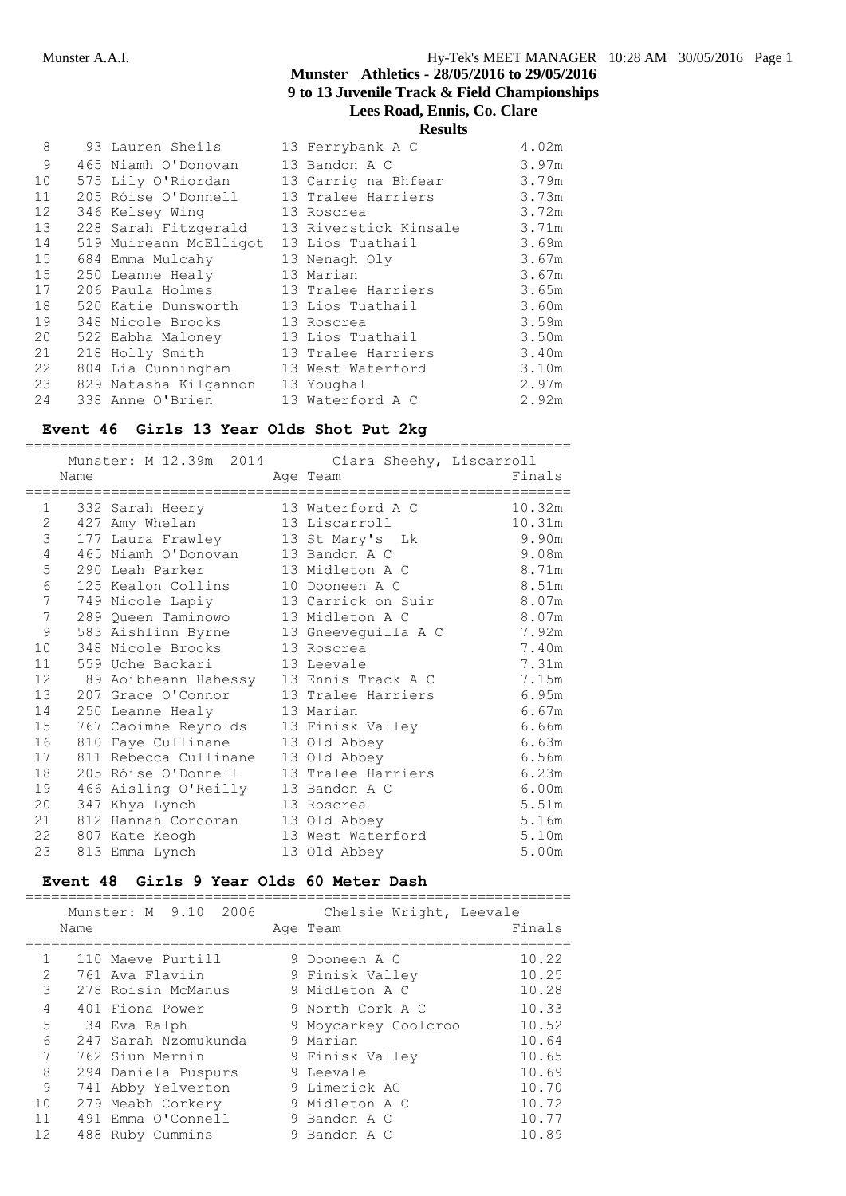| | | | |
|---|---|---|---|
| 8 | 93 Lauren Sheils | 13 Ferrybank A C | 4.02m |
| 9 | 465 Niamh O'Donovan | 13 Bandon A C | 3.97m |
| 10 | 575 Lily O'Riordan | 13 Carrig na Bhfear | 3.79m |
| 11 | 205 Róise O'Donnell | 13 Tralee Harriers | 3.73m |
| 12 | 346 Kelsey Wing | 13 Roscrea | 3.72m |
| 13 | 228 Sarah Fitzgerald | 13 Riverstick Kinsale | 3.71m |
| 14 | 519 Muireann McElligot | 13 Lios Tuathail | 3.69m |
| 15 | 684 Emma Mulcahy | 13 Nenagh Oly | 3.67m |
| 15 | 250 Leanne Healy | 13 Marian | 3.67m |
| 17 | 206 Paula Holmes | 13 Tralee Harriers | 3.65m |
| 18 | 520 Katie Dunsworth | 13 Lios Tuathail | 3.60m |
| 19 | 348 Nicole Brooks | 13 Roscrea | 3.59m |
| 20 | 522 Eabha Maloney | 13 Lios Tuathail | 3.50m |
| 21 | 218 Holly Smith | 13 Tralee Harriers | 3.40m |
| 22 | 804 Lia Cunningham | 13 West Waterford | 3.10m |
| 23 | 829 Natasha Kilgannon | 13 Youghal | 2.97m |
| 24 | 338 Anne O'Brien | 13 Waterford A C | 2.92m |

## Event 46 Girls 13 Year Olds Shot Put 2kg

Munster: M 12.39m 2014 Ciara Sheehy, Liscarroll

| | Name | Age Team | Finals |
|---|---|---|---|
| 1 | 332 Sarah Heery | 13 Waterford A C | 10.32m |
| 2 | 427 Amy Whelan | 13 Liscarroll | 10.31m |
| 3 | 177 Laura Frawley | 13 St Mary's Lk | 9.90m |
| 4 | 465 Niamh O'Donovan | 13 Bandon A C | 9.08m |
| 5 | 290 Leah Parker | 13 Midleton A C | 8.71m |
| 6 | 125 Kealon Collins | 10 Dooneen A C | 8.51m |
| 7 | 749 Nicole Lapiy | 13 Carrick on Suir | 8.07m |
| 7 | 289 Queen Taminowo | 13 Midleton A C | 8.07m |
| 9 | 583 Aishlinn Byrne | 13 Gneeveguilla A C | 7.92m |
| 10 | 348 Nicole Brooks | 13 Roscrea | 7.40m |
| 11 | 559 Uche Backari | 13 Leevale | 7.31m |
| 12 | 89 Aoibheann Hahessy | 13 Ennis Track A C | 7.15m |
| 13 | 207 Grace O'Connor | 13 Tralee Harriers | 6.95m |
| 14 | 250 Leanne Healy | 13 Marian | 6.67m |
| 15 | 767 Caoimhe Reynolds | 13 Finisk Valley | 6.66m |
| 16 | 810 Faye Cullinane | 13 Old Abbey | 6.63m |
| 17 | 811 Rebecca Cullinane | 13 Old Abbey | 6.56m |
| 18 | 205 Róise O'Donnell | 13 Tralee Harriers | 6.23m |
| 19 | 466 Aisling O'Reilly | 13 Bandon A C | 6.00m |
| 20 | 347 Khya Lynch | 13 Roscrea | 5.51m |
| 21 | 812 Hannah Corcoran | 13 Old Abbey | 5.16m |
| 22 | 807 Kate Keogh | 13 West Waterford | 5.10m |
| 23 | 813 Emma Lynch | 13 Old Abbey | 5.00m |

## Event 48 Girls 9 Year Olds 60 Meter Dash

Munster: M 9.10 2006 Chelsie Wright, Leevale

| | Name | Age Team | Finals |
|---|---|---|---|
| 1 | 110 Maeve Purtill | 9 Dooneen A C | 10.22 |
| 2 | 761 Ava Flaviin | 9 Finisk Valley | 10.25 |
| 3 | 278 Roisin McManus | 9 Midleton A C | 10.28 |
| 4 | 401 Fiona Power | 9 North Cork A C | 10.33 |
| 5 | 34 Eva Ralph | 9 Moycarkey Coolcroo | 10.52 |
| 6 | 247 Sarah Nzomukunda | 9 Marian | 10.64 |
| 7 | 762 Siun Mernin | 9 Finisk Valley | 10.65 |
| 8 | 294 Daniela Puspurs | 9 Leevale | 10.69 |
| 9 | 741 Abby Yelverton | 9 Limerick AC | 10.70 |
| 10 | 279 Meabh Corkery | 9 Midleton A C | 10.72 |
| 11 | 491 Emma O'Connell | 9 Bandon A C | 10.77 |
| 12 | 488 Ruby Cummins | 9 Bandon A C | 10.89 |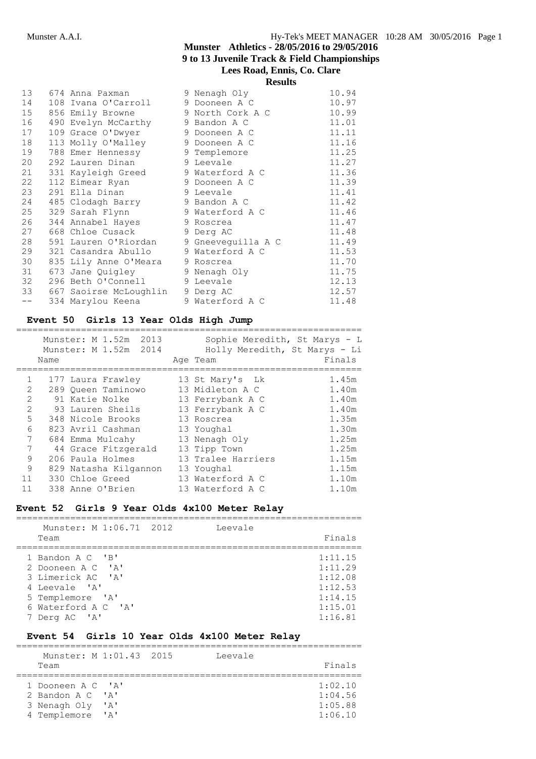## Munster Athletics - 28/05/2016 to 29/05/2016
## 9 to 13 Juvenile Track & Field Championships
## Lees Road, Ennis, Co. Clare
## Results

| | Name | Age | Team | Finals |
|---|---|---|---|---|
| 13 | 674 Anna Paxman | 9 | Nenagh Oly | 10.94 |
| 14 | 108 Ivana O'Carroll | 9 | Dooneen A C | 10.97 |
| 15 | 856 Emily Browne | 9 | North Cork A C | 10.99 |
| 16 | 490 Evelyn McCarthy | 9 | Bandon A C | 11.01 |
| 17 | 109 Grace O'Dwyer | 9 | Dooneen A C | 11.11 |
| 18 | 113 Molly O'Malley | 9 | Dooneen A C | 11.16 |
| 19 | 788 Emer Hennessy | 9 | Templemore | 11.25 |
| 20 | 292 Lauren Dinan | 9 | Leevale | 11.27 |
| 21 | 331 Kayleigh Greed | 9 | Waterford A C | 11.36 |
| 22 | 112 Eimear Ryan | 9 | Dooneen A C | 11.39 |
| 23 | 291 Ella Dinan | 9 | Leevale | 11.41 |
| 24 | 485 Clodagh Barry | 9 | Bandon A C | 11.42 |
| 25 | 329 Sarah Flynn | 9 | Waterford A C | 11.46 |
| 26 | 344 Annabel Hayes | 9 | Roscrea | 11.47 |
| 27 | 668 Chloe Cusack | 9 | Derg AC | 11.48 |
| 28 | 591 Lauren O'Riordan | 9 | Gneeveguilla A C | 11.49 |
| 29 | 321 Casandra Abullo | 9 | Waterford A C | 11.53 |
| 30 | 835 Lily Anne O'Meara | 9 | Roscrea | 11.70 |
| 31 | 673 Jane Quigley | 9 | Nenagh Oly | 11.75 |
| 32 | 296 Beth O'Connell | 9 | Leevale | 12.13 |
| 33 | 667 Saoirse McLoughlin | 9 | Derg AC | 12.57 |
| -- | 334 Marylou Keena | 9 | Waterford A C | 11.48 |

### Event 50 Girls 13 Year Olds High Jump

Munster: M 1.52m 2013 Sophie Meredith, St Marys - L
Munster: M 1.52m 2014 Holly Meredith, St Marys - Li

| | Name | Age | Team | Finals |
|---|---|---|---|---|
| 1 | 177 Laura Frawley | 13 | St Mary's Lk | 1.45m |
| 2 | 289 Queen Taminowo | 13 | Midleton A C | 1.40m |
| 2 | 91 Katie Nolke | 13 | Ferrybank A C | 1.40m |
| 2 | 93 Lauren Sheils | 13 | Ferrybank A C | 1.40m |
| 5 | 348 Nicole Brooks | 13 | Roscrea | 1.35m |
| 6 | 823 Avril Cashman | 13 | Youghal | 1.30m |
| 7 | 684 Emma Mulcahy | 13 | Nenagh Oly | 1.25m |
| 7 | 44 Grace Fitzgerald | 13 | Tipp Town | 1.25m |
| 9 | 206 Paula Holmes | 13 | Tralee Harriers | 1.15m |
| 9 | 829 Natasha Kilgannon | 13 | Youghal | 1.15m |
| 11 | 330 Chloe Greed | 13 | Waterford A C | 1.10m |
| 11 | 338 Anne O'Brien | 13 | Waterford A C | 1.10m |

### Event 52 Girls 9 Year Olds 4x100 Meter Relay

Munster: M 1:06.71 2012 Leevale

| | Team | Finals |
|---|---|---|
| 1 | Bandon A C 'B' | 1:11.15 |
| 2 | Dooneen A C 'A' | 1:11.29 |
| 3 | Limerick AC 'A' | 1:12.08 |
| 4 | Leevale 'A' | 1:12.53 |
| 5 | Templemore 'A' | 1:14.15 |
| 6 | Waterford A C 'A' | 1:15.01 |
| 7 | Derg AC 'A' | 1:16.81 |

### Event 54 Girls 10 Year Olds 4x100 Meter Relay

Munster: M 1:01.43 2015 Leevale

| | Team | Finals |
|---|---|---|
| 1 | Dooneen A C 'A' | 1:02.10 |
| 2 | Bandon A C 'A' | 1:04.56 |
| 3 | Nenagh Oly 'A' | 1:05.88 |
| 4 | Templemore 'A' | 1:06.10 |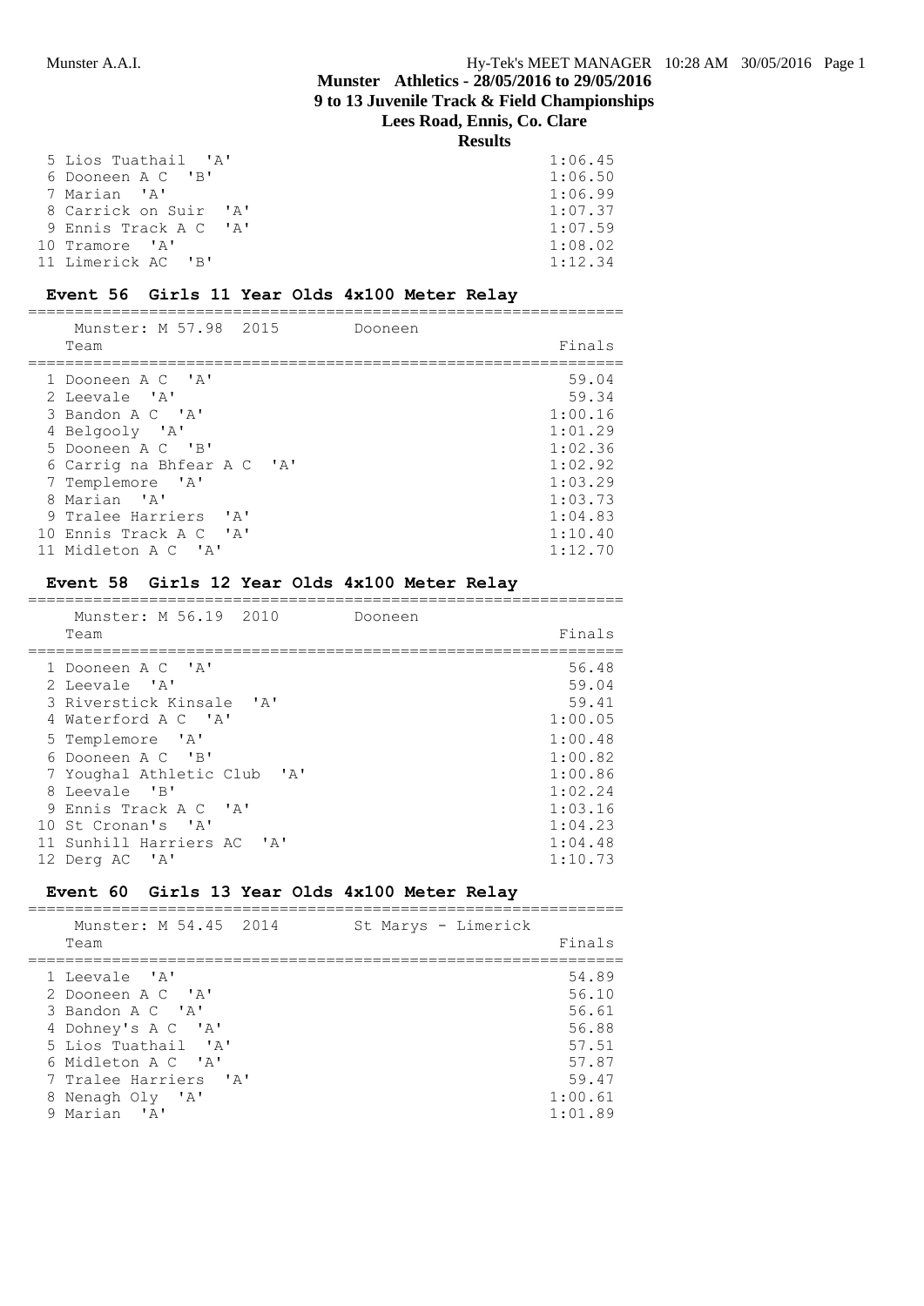| | |
|---|---|
| 5 Lios Tuathail 'A' | 1:06.45 |
| 6 Dooneen A C 'B' | 1:06.50 |
| 7 Marian 'A' | 1:06.99 |
| 8 Carrick on Suir 'A' | 1:07.37 |
| 9 Ennis Track A C 'A' | 1:07.59 |
| 10 Tramore 'A' | 1:08.02 |
| 11 Limerick AC 'B' | 1:12.34 |

### Event 56 Girls 11 Year Olds 4x100 Meter Relay

Munster: M 57.98 2015 Dooneen

| Team | Finals |
|---|---|
| 1 Dooneen A C 'A' | 59.04 |
| 2 Leevale 'A' | 59.34 |
| 3 Bandon A C 'A' | 1:00.16 |
| 4 Belgooly 'A' | 1:01.29 |
| 5 Dooneen A C 'B' | 1:02.36 |
| 6 Carrig na Bhfear A C 'A' | 1:02.92 |
| 7 Templemore 'A' | 1:03.29 |
| 8 Marian 'A' | 1:03.73 |
| 9 Tralee Harriers 'A' | 1:04.83 |
| 10 Ennis Track A C 'A' | 1:10.40 |
| 11 Midleton A C 'A' | 1:12.70 |

### Event 58 Girls 12 Year Olds 4x100 Meter Relay

Munster: M 56.19 2010 Dooneen

| Team | Finals |
|---|---|
| 1 Dooneen A C 'A' | 56.48 |
| 2 Leevale 'A' | 59.04 |
| 3 Riverstick Kinsale 'A' | 59.41 |
| 4 Waterford A C 'A' | 1:00.05 |
| 5 Templemore 'A' | 1:00.48 |
| 6 Dooneen A C 'B' | 1:00.82 |
| 7 Youghal Athletic Club 'A' | 1:00.86 |
| 8 Leevale 'B' | 1:02.24 |
| 9 Ennis Track A C 'A' | 1:03.16 |
| 10 St Cronan's 'A' | 1:04.23 |
| 11 Sunhill Harriers AC 'A' | 1:04.48 |
| 12 Derg AC 'A' | 1:10.73 |

### Event 60 Girls 13 Year Olds 4x100 Meter Relay

Munster: M 54.45 2014 St Marys - Limerick

| Team | Finals |
|---|---|
| 1 Leevale 'A' | 54.89 |
| 2 Dooneen A C 'A' | 56.10 |
| 3 Bandon A C 'A' | 56.61 |
| 4 Dohney's A C 'A' | 56.88 |
| 5 Lios Tuathail 'A' | 57.51 |
| 6 Midleton A C 'A' | 57.87 |
| 7 Tralee Harriers 'A' | 59.47 |
| 8 Nenagh Oly 'A' | 1:00.61 |
| 9 Marian 'A' | 1:01.89 |